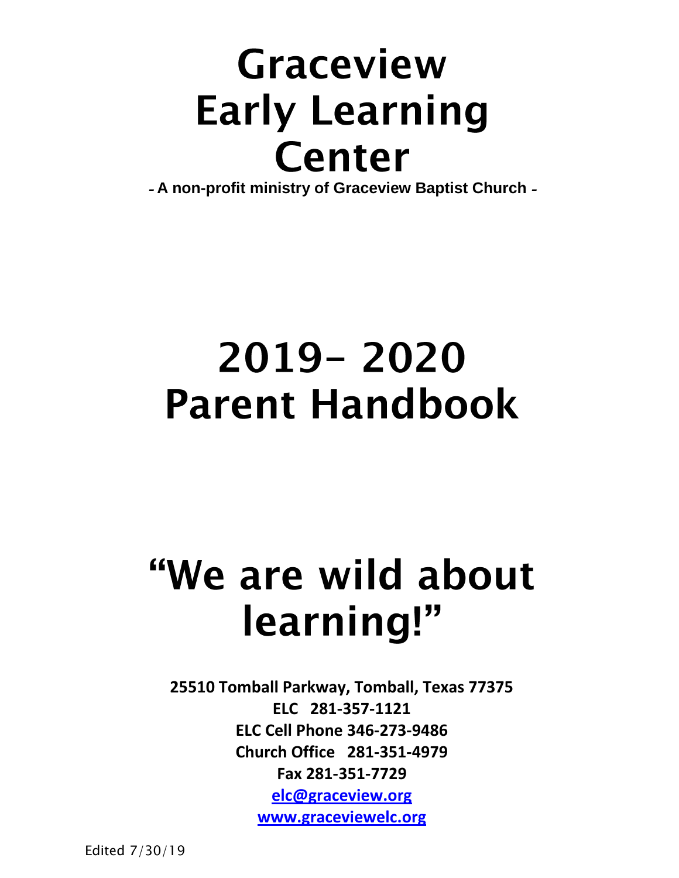# Graceview Early Learning Center

**- A non-profit ministry of Graceview Baptist Church -**

# 2019- 2020 Parent Handbook

# "We are wild about learning!"

**25510 Tomball Parkway, Tomball, Texas 77375**

**ELC 281-357-1121**

**ELC Cell Phone 346-273-9486**

**Church Office 281-351-4979**

**Fax 281-351-7729**

**elc@graceview.org**

**www.graceviewelc.org**

Edited 7/30/19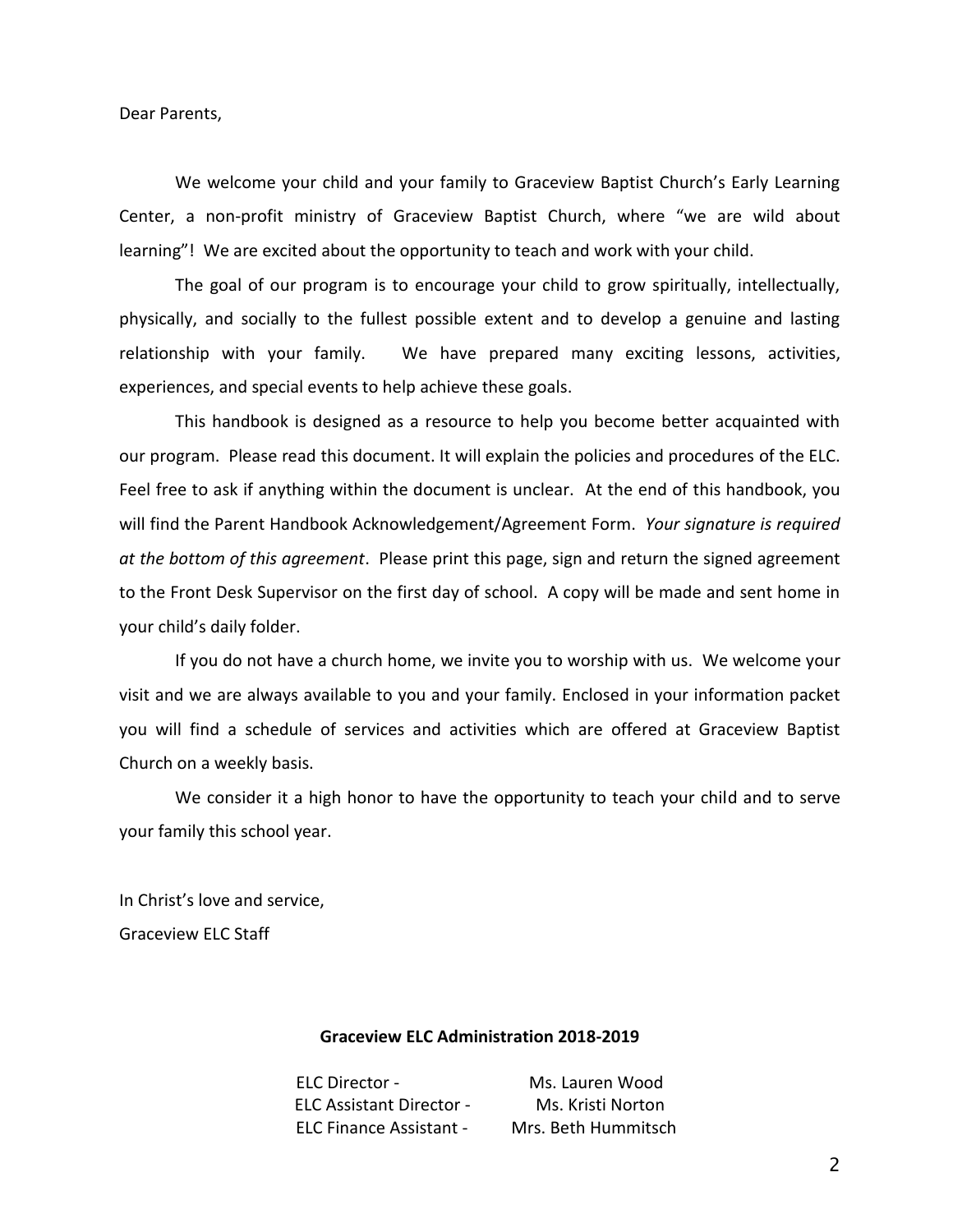Dear Parents,

We welcome your child and your family to Graceview Baptist Church's Early Learning Center, a non-profit ministry of Graceview Baptist Church, where "we are wild about learning"! We are excited about the opportunity to teach and work with your child.

The goal of our program is to encourage your child to grow spiritually, intellectually, physically, and socially to the fullest possible extent and to develop a genuine and lasting relationship with your family. We have prepared many exciting lessons, activities, experiences, and special events to help achieve these goals.

This handbook is designed as a resource to help you become better acquainted with our program. Please read this document. It will explain the policies and procedures of the ELC. Feel free to ask if anything within the document is unclear. At the end of this handbook, you will find the Parent Handbook Acknowledgement/Agreement Form. *Your signature is required at the bottom of this agreement*. Please print this page, sign and return the signed agreement to the Front Desk Supervisor on the first day of school. A copy will be made and sent home in your child's daily folder.

If you do not have a church home, we invite you to worship with us. We welcome your visit and we are always available to you and your family. Enclosed in your information packet you will find a schedule of services and activities which are offered at Graceview Baptist Church on a weekly basis.

We consider it a high honor to have the opportunity to teach your child and to serve your family this school year.

In Christ's love and service,
Graceview ELC Staff

**Graceview ELC Administration 2018-2019**

| | |
|---|---|
| ELC Director - | Ms. Lauren Wood |
| ELC Assistant Director - | Ms. Kristi Norton |
| ELC Finance Assistant - | Mrs. Beth Hummitsch |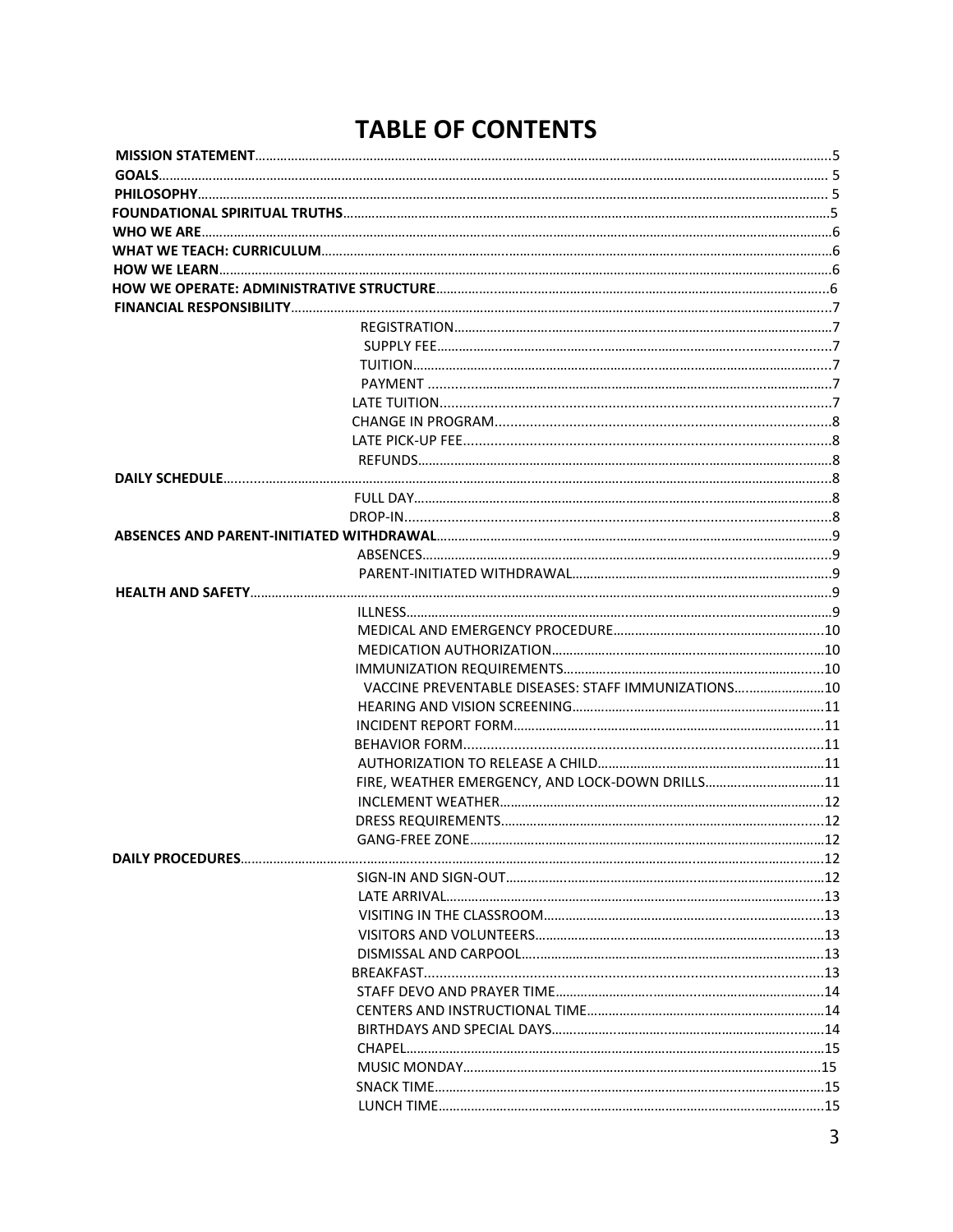# TABLE OF CONTENTS

**MISSION STATEMENT**........5
**GOALS**........5
**PHILOSOPHY**........5
**FOUNDATIONAL SPIRITUAL TRUTHS**........5
**WHO WE ARE**........6
**WHAT WE TEACH: CURRICULUM**........6
**HOW WE LEARN**........6
**HOW WE OPERATE: ADMINISTRATIVE STRUCTURE**........6
**FINANCIAL RESPONSIBILITY**........7

- REGISTRATION........7
- SUPPLY FEE........7
- TUITION........7
- PAYMENT........7
- LATE TUITION........7
- CHANGE IN PROGRAM........8
- LATE PICK-UP FEE........8
- REFUNDS........8

**DAILY SCHEDULE**........8

- FULL DAY........8
- DROP-IN........8

**ABSENCES AND PARENT-INITIATED WITHDRAWAL**........9

- ABSENCES........9
- PARENT-INITIATED WITHDRAWAL........9

**HEALTH AND SAFETY**........9

- ILLNESS........9
- MEDICAL AND EMERGENCY PROCEDURE........10
- MEDICATION AUTHORIZATION........10
- IMMUNIZATION REQUIREMENTS........10
- VACCINE PREVENTABLE DISEASES: STAFF IMMUNIZATIONS........10
- HEARING AND VISION SCREENING........11
- INCIDENT REPORT FORM........11
- BEHAVIOR FORM........11
- AUTHORIZATION TO RELEASE A CHILD........11
- FIRE, WEATHER EMERGENCY, AND LOCK-DOWN DRILLS........11
- INCLEMENT WEATHER........12
- DRESS REQUIREMENTS........12
- GANG-FREE ZONE........12

**DAILY PROCEDURES**........12

- SIGN-IN AND SIGN-OUT........12
- LATE ARRIVAL........13
- VISITING IN THE CLASSROOM........13
- VISITORS AND VOLUNTEERS........13
- DISMISSAL AND CARPOOL........13
- BREAKFAST........13
- STAFF DEVO AND PRAYER TIME........14
- CENTERS AND INSTRUCTIONAL TIME........14
- BIRTHDAYS AND SPECIAL DAYS........14
- CHAPEL........15
- MUSIC MONDAY........15
- SNACK TIME........15
- LUNCH TIME........15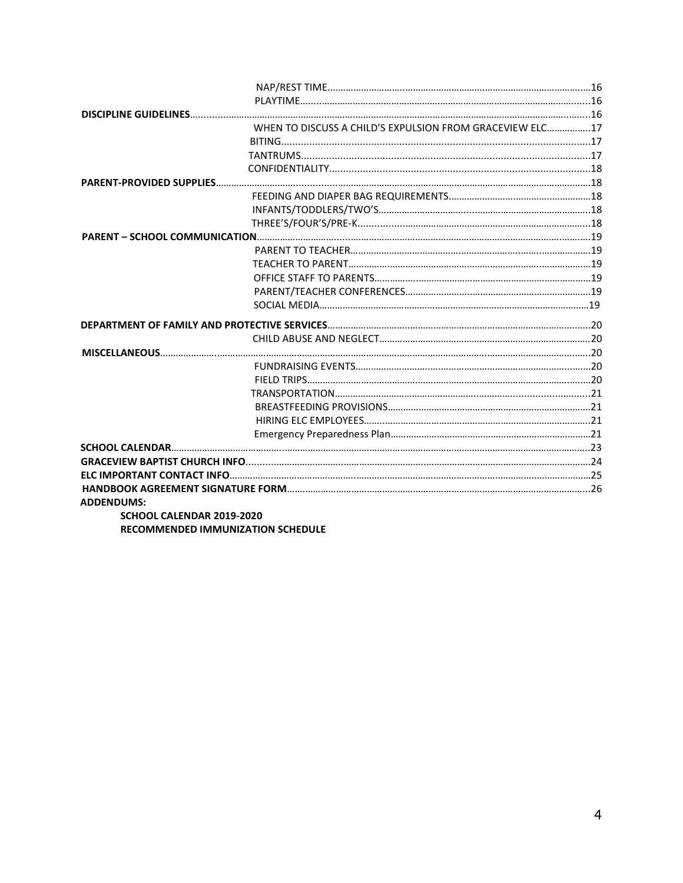NAP/REST TIME......................................................................................................16
PLAYTIME..............................................................................................................16

**DISCIPLINE GUIDELINES**....................................................................................................................16
WHEN TO DISCUSS A CHILD'S EXPULSION FROM GRACEVIEW ELC.................17
BITING.....................................................................................................................17
TANTRUMS.............................................................................................................17
CONFIDENTIALITY..................................................................................................18

**PARENT-PROVIDED SUPPLIES**...........................................................................................................18
FEEDING AND DIAPER BAG REQUIREMENTS......................................................18
INFANTS/TODDLERS/TWO'S.................................................................................18
THREE'S/FOUR'S/PRE-K.........................................................................................18

**PARENT – SCHOOL COMMUNICATION**.............................................................................................19
PARENT TO TEACHER.............................................................................................19
TEACHER TO PARENT.............................................................................................19
OFFICE STAFF TO PARENTS....................................................................................19
PARENT/TEACHER CONFERENCES........................................................................19
SOCIAL MEDIA........................................................................................................19

**DEPARTMENT OF FAMILY AND PROTECTIVE SERVICES**.....................................................................20
CHILD ABUSE AND NEGLECT..................................................................................20

**MISCELLANEOUS**...............................................................................................................................20
FUNDRAISING EVENTS............................................................................................20
FIELD TRIPS.............................................................................................................20
TRANSPORTATION..................................................................................................21
BREASTFEEDING PROVISIONS...............................................................................21
HIRING ELC EMPLOYEES.........................................................................................21
Emergency Preparedness Plan.............................................................................21

**SCHOOL CALENDAR**..........................................................................................................................23

**GRACEVIEW BAPTIST CHURCH INFO**.................................................................................................24

**ELC IMPORTANT CONTACT INFO**.......................................................................................................25

**HANDBOOK AGREEMENT SIGNATURE FORM**.....................................................................................26

**ADDENDUMS:**

**SCHOOL CALENDAR 2019-2020**

**RECOMMENDED IMMUNIZATION SCHEDULE**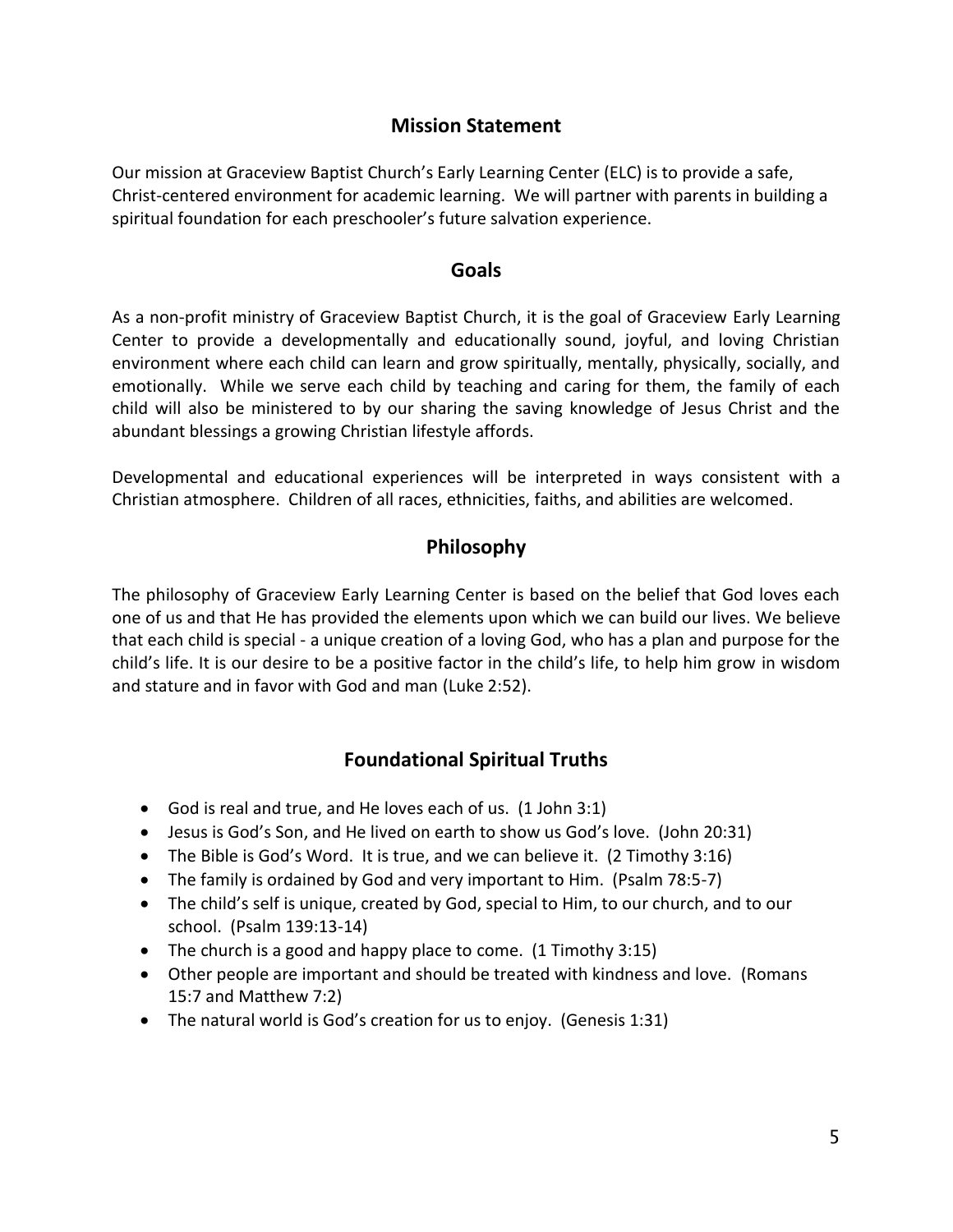## Mission Statement

Our mission at Graceview Baptist Church's Early Learning Center (ELC) is to provide a safe, Christ-centered environment for academic learning. We will partner with parents in building a spiritual foundation for each preschooler's future salvation experience.

## Goals

As a non-profit ministry of Graceview Baptist Church, it is the goal of Graceview Early Learning Center to provide a developmentally and educationally sound, joyful, and loving Christian environment where each child can learn and grow spiritually, mentally, physically, socially, and emotionally. While we serve each child by teaching and caring for them, the family of each child will also be ministered to by our sharing the saving knowledge of Jesus Christ and the abundant blessings a growing Christian lifestyle affords.

Developmental and educational experiences will be interpreted in ways consistent with a Christian atmosphere. Children of all races, ethnicities, faiths, and abilities are welcomed.

## Philosophy

The philosophy of Graceview Early Learning Center is based on the belief that God loves each one of us and that He has provided the elements upon which we can build our lives. We believe that each child is special - a unique creation of a loving God, who has a plan and purpose for the child's life. It is our desire to be a positive factor in the child's life, to help him grow in wisdom and stature and in favor with God and man (Luke 2:52).

## Foundational Spiritual Truths

- God is real and true, and He loves each of us. (1 John 3:1)
- Jesus is God's Son, and He lived on earth to show us God's love. (John 20:31)
- The Bible is God's Word. It is true, and we can believe it. (2 Timothy 3:16)
- The family is ordained by God and very important to Him. (Psalm 78:5-7)
- The child's self is unique, created by God, special to Him, to our church, and to our school. (Psalm 139:13-14)
- The church is a good and happy place to come. (1 Timothy 3:15)
- Other people are important and should be treated with kindness and love. (Romans 15:7 and Matthew 7:2)
- The natural world is God's creation for us to enjoy. (Genesis 1:31)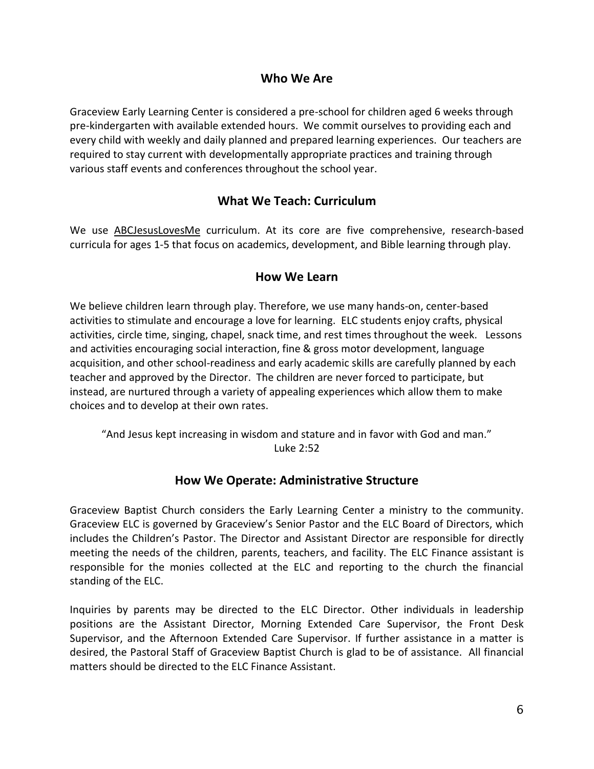## Who We Are

Graceview Early Learning Center is considered a pre-school for children aged 6 weeks through pre-kindergarten with available extended hours. We commit ourselves to providing each and every child with weekly and daily planned and prepared learning experiences. Our teachers are required to stay current with developmentally appropriate practices and training through various staff events and conferences throughout the school year.

## What We Teach: Curriculum

We use ABCJesusLovesMe curriculum. At its core are five comprehensive, research-based curricula for ages 1-5 that focus on academics, development, and Bible learning through play.

## How We Learn

We believe children learn through play. Therefore, we use many hands-on, center-based activities to stimulate and encourage a love for learning. ELC students enjoy crafts, physical activities, circle time, singing, chapel, snack time, and rest times throughout the week. Lessons and activities encouraging social interaction, fine & gross motor development, language acquisition, and other school-readiness and early academic skills are carefully planned by each teacher and approved by the Director. The children are never forced to participate, but instead, are nurtured through a variety of appealing experiences which allow them to make choices and to develop at their own rates.

> "And Jesus kept increasing in wisdom and stature and in favor with God and man."
> Luke 2:52

## How We Operate: Administrative Structure

Graceview Baptist Church considers the Early Learning Center a ministry to the community. Graceview ELC is governed by Graceview's Senior Pastor and the ELC Board of Directors, which includes the Children's Pastor. The Director and Assistant Director are responsible for directly meeting the needs of the children, parents, teachers, and facility. The ELC Finance assistant is responsible for the monies collected at the ELC and reporting to the church the financial standing of the ELC.

Inquiries by parents may be directed to the ELC Director. Other individuals in leadership positions are the Assistant Director, Morning Extended Care Supervisor, the Front Desk Supervisor, and the Afternoon Extended Care Supervisor. If further assistance in a matter is desired, the Pastoral Staff of Graceview Baptist Church is glad to be of assistance. All financial matters should be directed to the ELC Finance Assistant.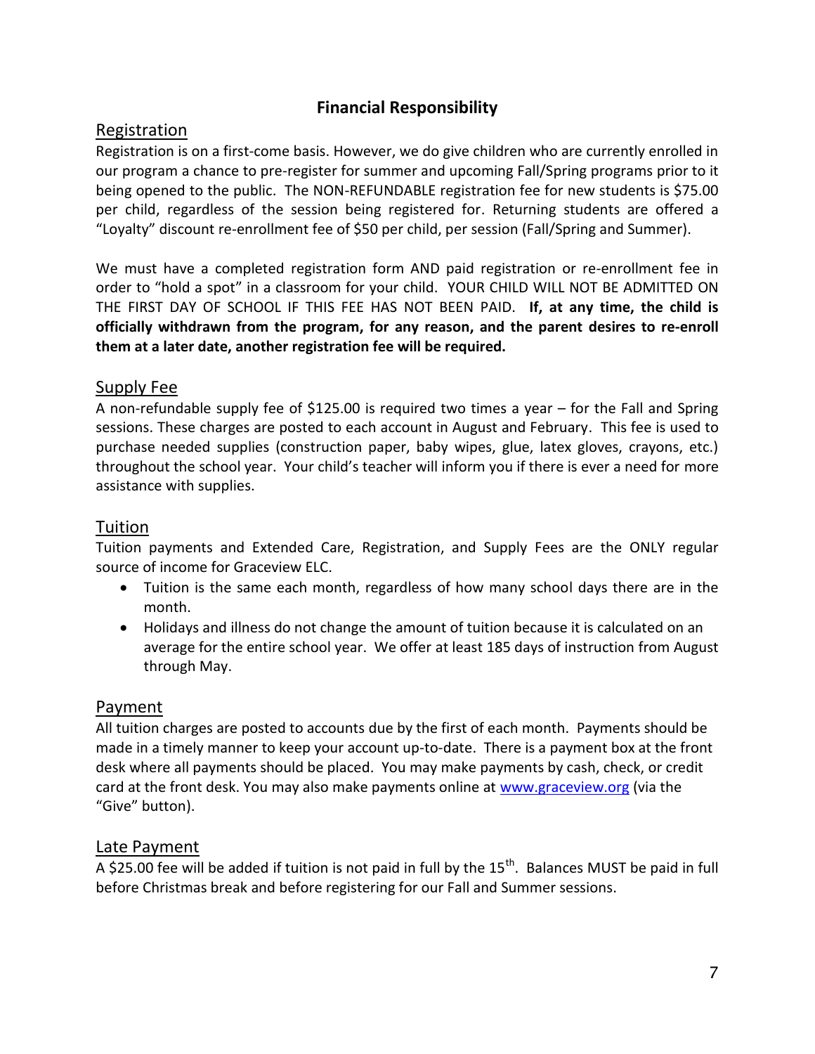# Financial Responsibility

## Registration

Registration is on a first-come basis. However, we do give children who are currently enrolled in our program a chance to pre-register for summer and upcoming Fall/Spring programs prior to it being opened to the public. The NON-REFUNDABLE registration fee for new students is $75.00 per child, regardless of the session being registered for. Returning students are offered a "Loyalty" discount re-enrollment fee of $50 per child, per session (Fall/Spring and Summer).

We must have a completed registration form AND paid registration or re-enrollment fee in order to "hold a spot" in a classroom for your child. YOUR CHILD WILL NOT BE ADMITTED ON THE FIRST DAY OF SCHOOL IF THIS FEE HAS NOT BEEN PAID. **If, at any time, the child is officially withdrawn from the program, for any reason, and the parent desires to re-enroll them at a later date, another registration fee will be required.**

## Supply Fee

A non-refundable supply fee of $125.00 is required two times a year – for the Fall and Spring sessions. These charges are posted to each account in August and February. This fee is used to purchase needed supplies (construction paper, baby wipes, glue, latex gloves, crayons, etc.) throughout the school year. Your child's teacher will inform you if there is ever a need for more assistance with supplies.

## Tuition

Tuition payments and Extended Care, Registration, and Supply Fees are the ONLY regular source of income for Graceview ELC.

- Tuition is the same each month, regardless of how many school days there are in the month.
- Holidays and illness do not change the amount of tuition because it is calculated on an average for the entire school year. We offer at least 185 days of instruction from August through May.

## Payment

All tuition charges are posted to accounts due by the first of each month. Payments should be made in a timely manner to keep your account up-to-date. There is a payment box at the front desk where all payments should be placed. You may make payments by cash, check, or credit card at the front desk. You may also make payments online at [www.graceview.org](http://www.graceview.org) (via the "Give" button).

## Late Payment

A $25.00 fee will be added if tuition is not paid in full by the 15th. Balances MUST be paid in full before Christmas break and before registering for our Fall and Summer sessions.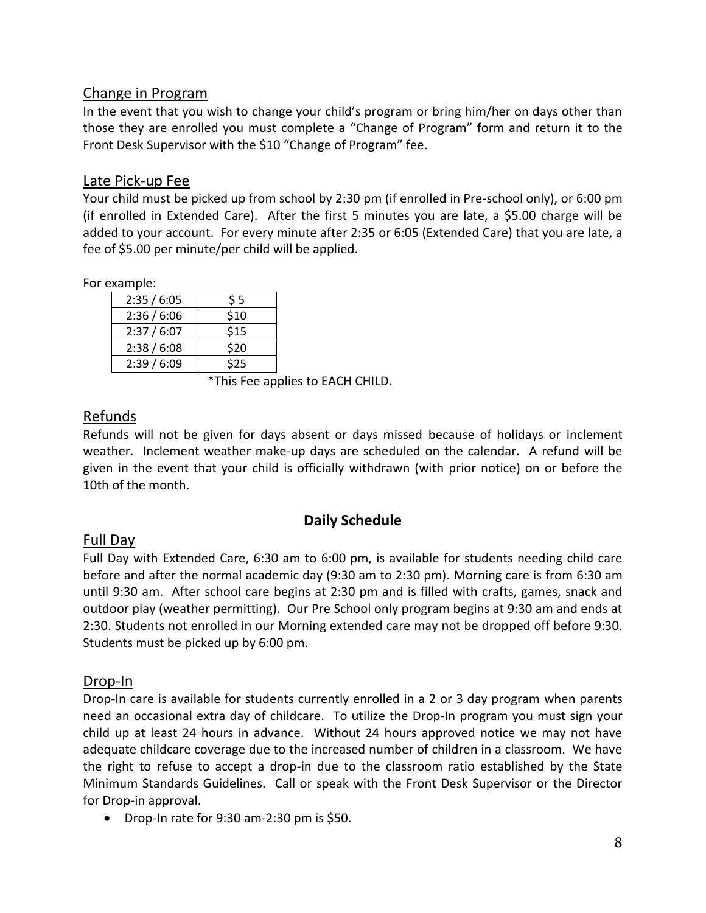## Change in Program

In the event that you wish to change your child's program or bring him/her on days other than those they are enrolled you must complete a "Change of Program" form and return it to the Front Desk Supervisor with the $10 "Change of Program" fee.

## Late Pick-up Fee

Your child must be picked up from school by 2:30 pm (if enrolled in Pre-school only), or 6:00 pm (if enrolled in Extended Care). After the first 5 minutes you are late, a $5.00 charge will be added to your account. For every minute after 2:35 or 6:05 (Extended Care) that you are late, a fee of $5.00 per minute/per child will be applied.

For example:

| | |
|---|---|
| 2:35 / 6:05 | $ 5 |
| 2:36 / 6:06 | $10 |
| 2:37 / 6:07 | $15 |
| 2:38 / 6:08 | $20 |
| 2:39 / 6:09 | $25 |

*This Fee applies to EACH CHILD.

## Refunds

Refunds will not be given for days absent or days missed because of holidays or inclement weather. Inclement weather make-up days are scheduled on the calendar. A refund will be given in the event that your child is officially withdrawn (with prior notice) on or before the 10th of the month.

# Daily Schedule

## Full Day

Full Day with Extended Care, 6:30 am to 6:00 pm, is available for students needing child care before and after the normal academic day (9:30 am to 2:30 pm). Morning care is from 6:30 am until 9:30 am. After school care begins at 2:30 pm and is filled with crafts, games, snack and outdoor play (weather permitting). Our Pre School only program begins at 9:30 am and ends at 2:30. Students not enrolled in our Morning extended care may not be dropped off before 9:30. Students must be picked up by 6:00 pm.

## Drop-In

Drop-In care is available for students currently enrolled in a 2 or 3 day program when parents need an occasional extra day of childcare. To utilize the Drop-In program you must sign your child up at least 24 hours in advance. Without 24 hours approved notice we may not have adequate childcare coverage due to the increased number of children in a classroom. We have the right to refuse to accept a drop-in due to the classroom ratio established by the State Minimum Standards Guidelines. Call or speak with the Front Desk Supervisor or the Director for Drop-in approval.

- Drop-In rate for 9:30 am-2:30 pm is $50.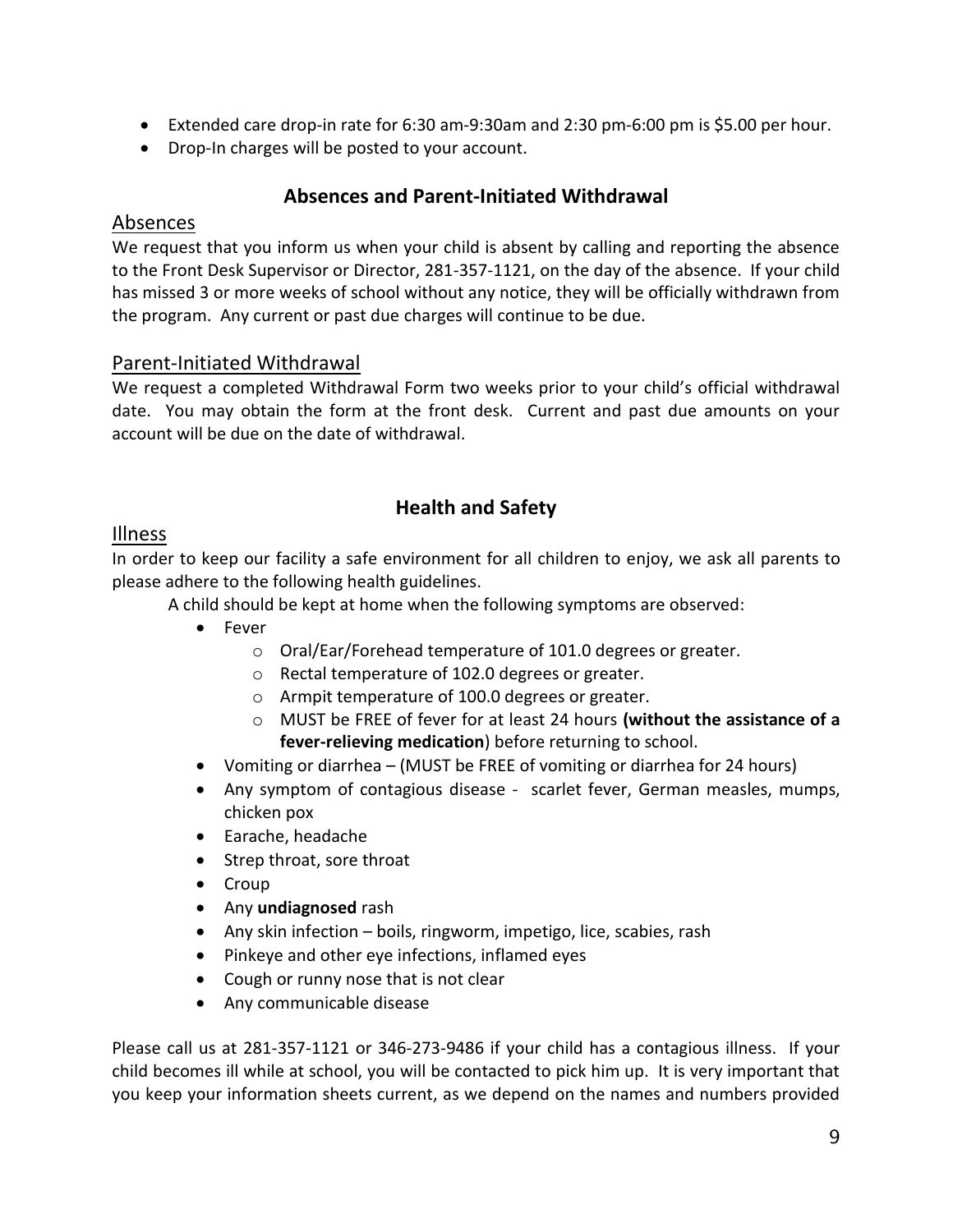- Extended care drop-in rate for 6:30 am-9:30am and 2:30 pm-6:00 pm is $5.00 per hour.
- Drop-In charges will be posted to your account.

## Absences and Parent-Initiated Withdrawal

### Absences

We request that you inform us when your child is absent by calling and reporting the absence to the Front Desk Supervisor or Director, 281-357-1121, on the day of the absence. If your child has missed 3 or more weeks of school without any notice, they will be officially withdrawn from the program. Any current or past due charges will continue to be due.

### Parent-Initiated Withdrawal

We request a completed Withdrawal Form two weeks prior to your child's official withdrawal date. You may obtain the form at the front desk. Current and past due amounts on your account will be due on the date of withdrawal.

## Health and Safety

### Illness

In order to keep our facility a safe environment for all children to enjoy, we ask all parents to please adhere to the following health guidelines.

A child should be kept at home when the following symptoms are observed:

- Fever
  - Oral/Ear/Forehead temperature of 101.0 degrees or greater.
  - Rectal temperature of 102.0 degrees or greater.
  - Armpit temperature of 100.0 degrees or greater.
  - MUST be FREE of fever for at least 24 hours **(without the assistance of a fever-relieving medication**) before returning to school.
- Vomiting or diarrhea – (MUST be FREE of vomiting or diarrhea for 24 hours)
- Any symptom of contagious disease - scarlet fever, German measles, mumps, chicken pox
- Earache, headache
- Strep throat, sore throat
- Croup
- Any **undiagnosed** rash
- Any skin infection – boils, ringworm, impetigo, lice, scabies, rash
- Pinkeye and other eye infections, inflamed eyes
- Cough or runny nose that is not clear
- Any communicable disease

Please call us at 281-357-1121 or 346-273-9486 if your child has a contagious illness. If your child becomes ill while at school, you will be contacted to pick him up. It is very important that you keep your information sheets current, as we depend on the names and numbers provided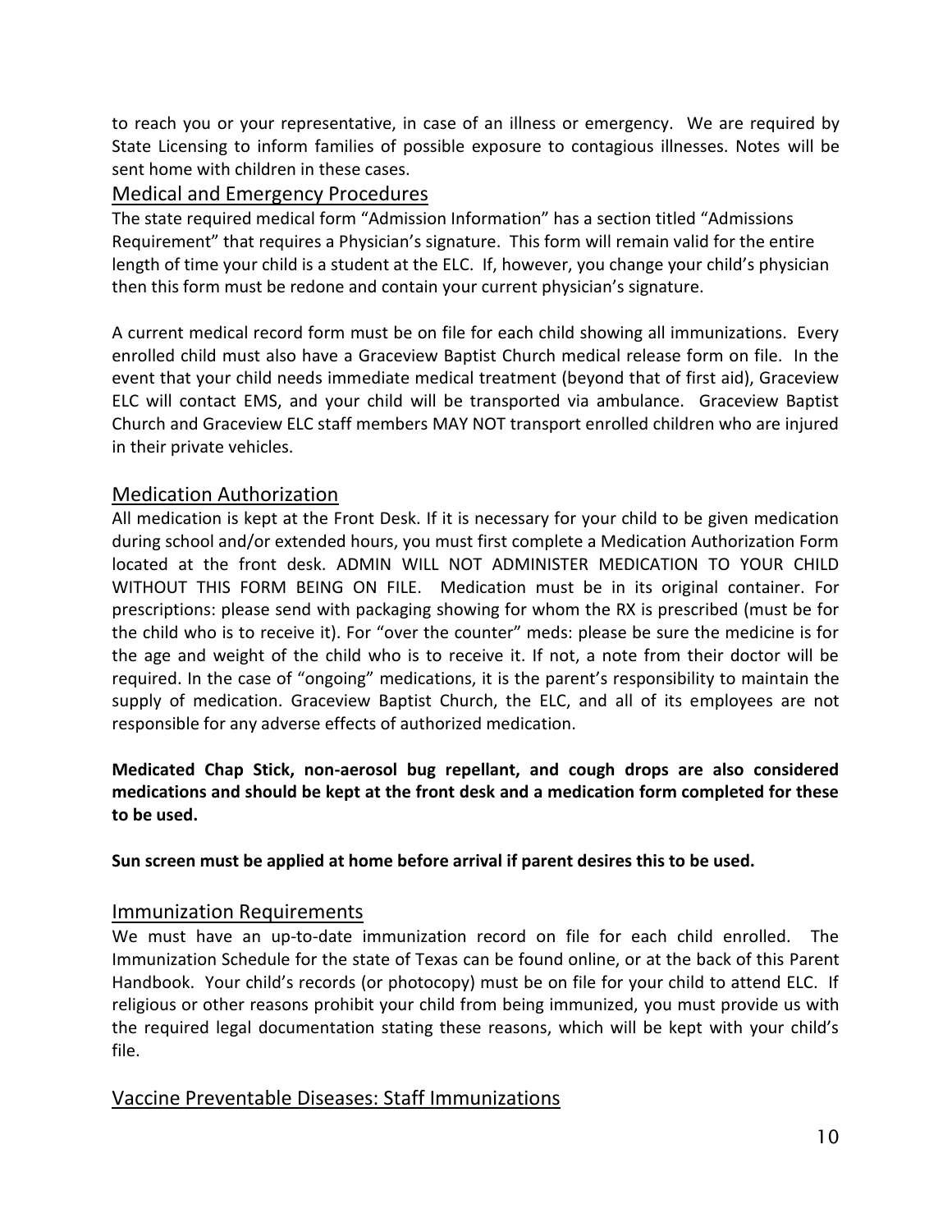to reach you or your representative, in case of an illness or emergency. We are required by State Licensing to inform families of possible exposure to contagious illnesses. Notes will be sent home with children in these cases.

## Medical and Emergency Procedures

The state required medical form "Admission Information" has a section titled "Admissions Requirement" that requires a Physician's signature. This form will remain valid for the entire length of time your child is a student at the ELC. If, however, you change your child's physician then this form must be redone and contain your current physician's signature.

A current medical record form must be on file for each child showing all immunizations. Every enrolled child must also have a Graceview Baptist Church medical release form on file. In the event that your child needs immediate medical treatment (beyond that of first aid), Graceview ELC will contact EMS, and your child will be transported via ambulance. Graceview Baptist Church and Graceview ELC staff members MAY NOT transport enrolled children who are injured in their private vehicles.

## Medication Authorization

All medication is kept at the Front Desk. If it is necessary for your child to be given medication during school and/or extended hours, you must first complete a Medication Authorization Form located at the front desk. ADMIN WILL NOT ADMINISTER MEDICATION TO YOUR CHILD WITHOUT THIS FORM BEING ON FILE. Medication must be in its original container. For prescriptions: please send with packaging showing for whom the RX is prescribed (must be for the child who is to receive it). For "over the counter" meds: please be sure the medicine is for the age and weight of the child who is to receive it. If not, a note from their doctor will be required. In the case of "ongoing" medications, it is the parent's responsibility to maintain the supply of medication. Graceview Baptist Church, the ELC, and all of its employees are not responsible for any adverse effects of authorized medication.

**Medicated Chap Stick, non-aerosol bug repellant, and cough drops are also considered medications and should be kept at the front desk and a medication form completed for these to be used.**

**Sun screen must be applied at home before arrival if parent desires this to be used.**

## Immunization Requirements

We must have an up-to-date immunization record on file for each child enrolled. The Immunization Schedule for the state of Texas can be found online, or at the back of this Parent Handbook. Your child's records (or photocopy) must be on file for your child to attend ELC. If religious or other reasons prohibit your child from being immunized, you must provide us with the required legal documentation stating these reasons, which will be kept with your child's file.

## Vaccine Preventable Diseases: Staff Immunizations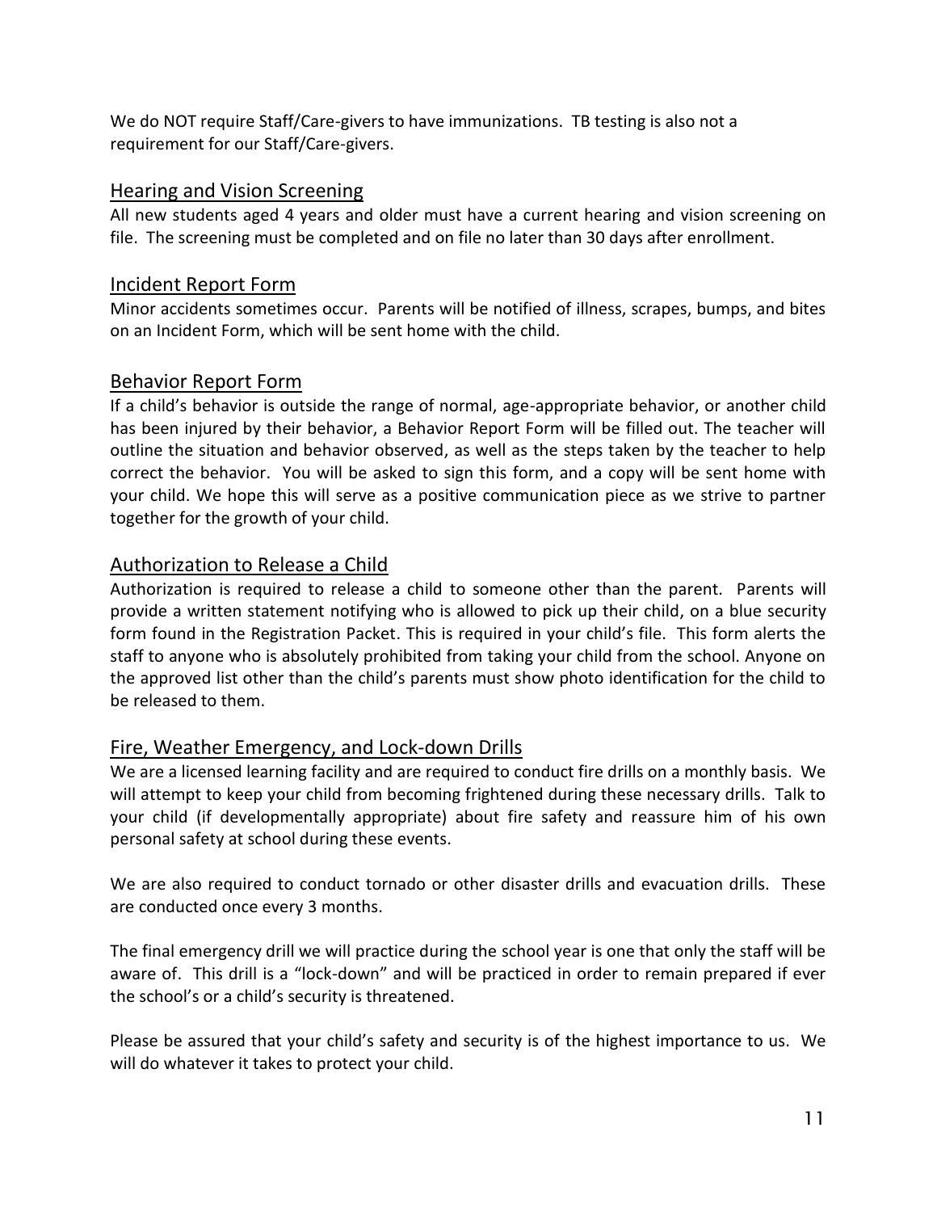We do NOT require Staff/Care-givers to have immunizations. TB testing is also not a requirement for our Staff/Care-givers.

## Hearing and Vision Screening

All new students aged 4 years and older must have a current hearing and vision screening on file. The screening must be completed and on file no later than 30 days after enrollment.

## Incident Report Form

Minor accidents sometimes occur. Parents will be notified of illness, scrapes, bumps, and bites on an Incident Form, which will be sent home with the child.

## Behavior Report Form

If a child's behavior is outside the range of normal, age-appropriate behavior, or another child has been injured by their behavior, a Behavior Report Form will be filled out. The teacher will outline the situation and behavior observed, as well as the steps taken by the teacher to help correct the behavior. You will be asked to sign this form, and a copy will be sent home with your child. We hope this will serve as a positive communication piece as we strive to partner together for the growth of your child.

## Authorization to Release a Child

Authorization is required to release a child to someone other than the parent. Parents will provide a written statement notifying who is allowed to pick up their child, on a blue security form found in the Registration Packet. This is required in your child's file. This form alerts the staff to anyone who is absolutely prohibited from taking your child from the school. Anyone on the approved list other than the child's parents must show photo identification for the child to be released to them.

## Fire, Weather Emergency, and Lock-down Drills

We are a licensed learning facility and are required to conduct fire drills on a monthly basis. We will attempt to keep your child from becoming frightened during these necessary drills. Talk to your child (if developmentally appropriate) about fire safety and reassure him of his own personal safety at school during these events.

We are also required to conduct tornado or other disaster drills and evacuation drills. These are conducted once every 3 months.

The final emergency drill we will practice during the school year is one that only the staff will be aware of. This drill is a "lock-down" and will be practiced in order to remain prepared if ever the school's or a child's security is threatened.

Please be assured that your child's safety and security is of the highest importance to us. We will do whatever it takes to protect your child.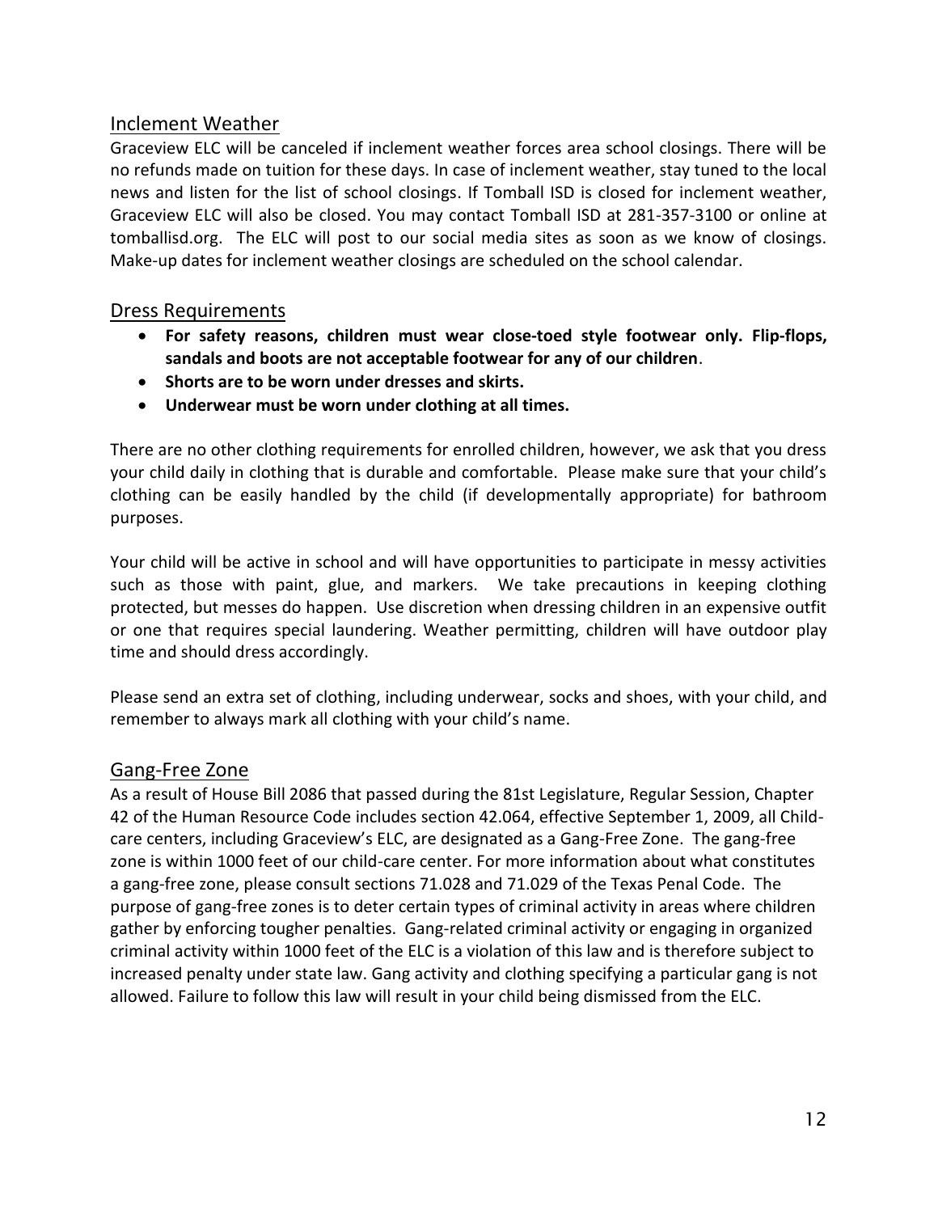## Inclement Weather

Graceview ELC will be canceled if inclement weather forces area school closings. There will be no refunds made on tuition for these days. In case of inclement weather, stay tuned to the local news and listen for the list of school closings. If Tomball ISD is closed for inclement weather, Graceview ELC will also be closed. You may contact Tomball ISD at 281-357-3100 or online at tomballisd.org. The ELC will post to our social media sites as soon as we know of closings. Make-up dates for inclement weather closings are scheduled on the school calendar.

## Dress Requirements

- **For safety reasons, children must wear close-toed style footwear only. Flip-flops, sandals and boots are not acceptable footwear for any of our children**.
- **Shorts are to be worn under dresses and skirts.**
- **Underwear must be worn under clothing at all times.**

There are no other clothing requirements for enrolled children, however, we ask that you dress your child daily in clothing that is durable and comfortable. Please make sure that your child's clothing can be easily handled by the child (if developmentally appropriate) for bathroom purposes.

Your child will be active in school and will have opportunities to participate in messy activities such as those with paint, glue, and markers. We take precautions in keeping clothing protected, but messes do happen. Use discretion when dressing children in an expensive outfit or one that requires special laundering. Weather permitting, children will have outdoor play time and should dress accordingly.

Please send an extra set of clothing, including underwear, socks and shoes, with your child, and remember to always mark all clothing with your child's name.

## Gang-Free Zone

As a result of House Bill 2086 that passed during the 81st Legislature, Regular Session, Chapter 42 of the Human Resource Code includes section 42.064, effective September 1, 2009, all Child-care centers, including Graceview's ELC, are designated as a Gang-Free Zone. The gang-free zone is within 1000 feet of our child-care center. For more information about what constitutes a gang-free zone, please consult sections 71.028 and 71.029 of the Texas Penal Code. The purpose of gang-free zones is to deter certain types of criminal activity in areas where children gather by enforcing tougher penalties. Gang-related criminal activity or engaging in organized criminal activity within 1000 feet of the ELC is a violation of this law and is therefore subject to increased penalty under state law. Gang activity and clothing specifying a particular gang is not allowed. Failure to follow this law will result in your child being dismissed from the ELC.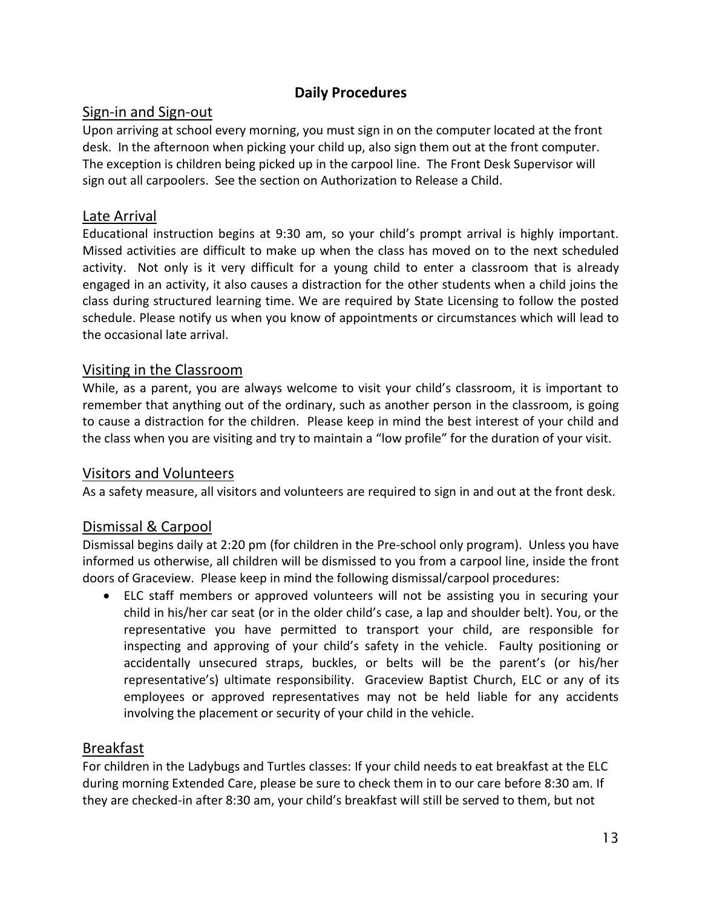## Daily Procedures

### Sign-in and Sign-out

Upon arriving at school every morning, you must sign in on the computer located at the front desk. In the afternoon when picking your child up, also sign them out at the front computer. The exception is children being picked up in the carpool line. The Front Desk Supervisor will sign out all carpoolers. See the section on Authorization to Release a Child.

### Late Arrival

Educational instruction begins at 9:30 am, so your child's prompt arrival is highly important. Missed activities are difficult to make up when the class has moved on to the next scheduled activity. Not only is it very difficult for a young child to enter a classroom that is already engaged in an activity, it also causes a distraction for the other students when a child joins the class during structured learning time. We are required by State Licensing to follow the posted schedule. Please notify us when you know of appointments or circumstances which will lead to the occasional late arrival.

### Visiting in the Classroom

While, as a parent, you are always welcome to visit your child's classroom, it is important to remember that anything out of the ordinary, such as another person in the classroom, is going to cause a distraction for the children. Please keep in mind the best interest of your child and the class when you are visiting and try to maintain a "low profile" for the duration of your visit.

### Visitors and Volunteers

As a safety measure, all visitors and volunteers are required to sign in and out at the front desk.

### Dismissal & Carpool

Dismissal begins daily at 2:20 pm (for children in the Pre-school only program). Unless you have informed us otherwise, all children will be dismissed to you from a carpool line, inside the front doors of Graceview. Please keep in mind the following dismissal/carpool procedures:

- ELC staff members or approved volunteers will not be assisting you in securing your child in his/her car seat (or in the older child's case, a lap and shoulder belt). You, or the representative you have permitted to transport your child, are responsible for inspecting and approving of your child's safety in the vehicle. Faulty positioning or accidentally unsecured straps, buckles, or belts will be the parent's (or his/her representative's) ultimate responsibility. Graceview Baptist Church, ELC or any of its employees or approved representatives may not be held liable for any accidents involving the placement or security of your child in the vehicle.

### Breakfast

For children in the Ladybugs and Turtles classes: If your child needs to eat breakfast at the ELC during morning Extended Care, please be sure to check them in to our care before 8:30 am. If they are checked-in after 8:30 am, your child's breakfast will still be served to them, but not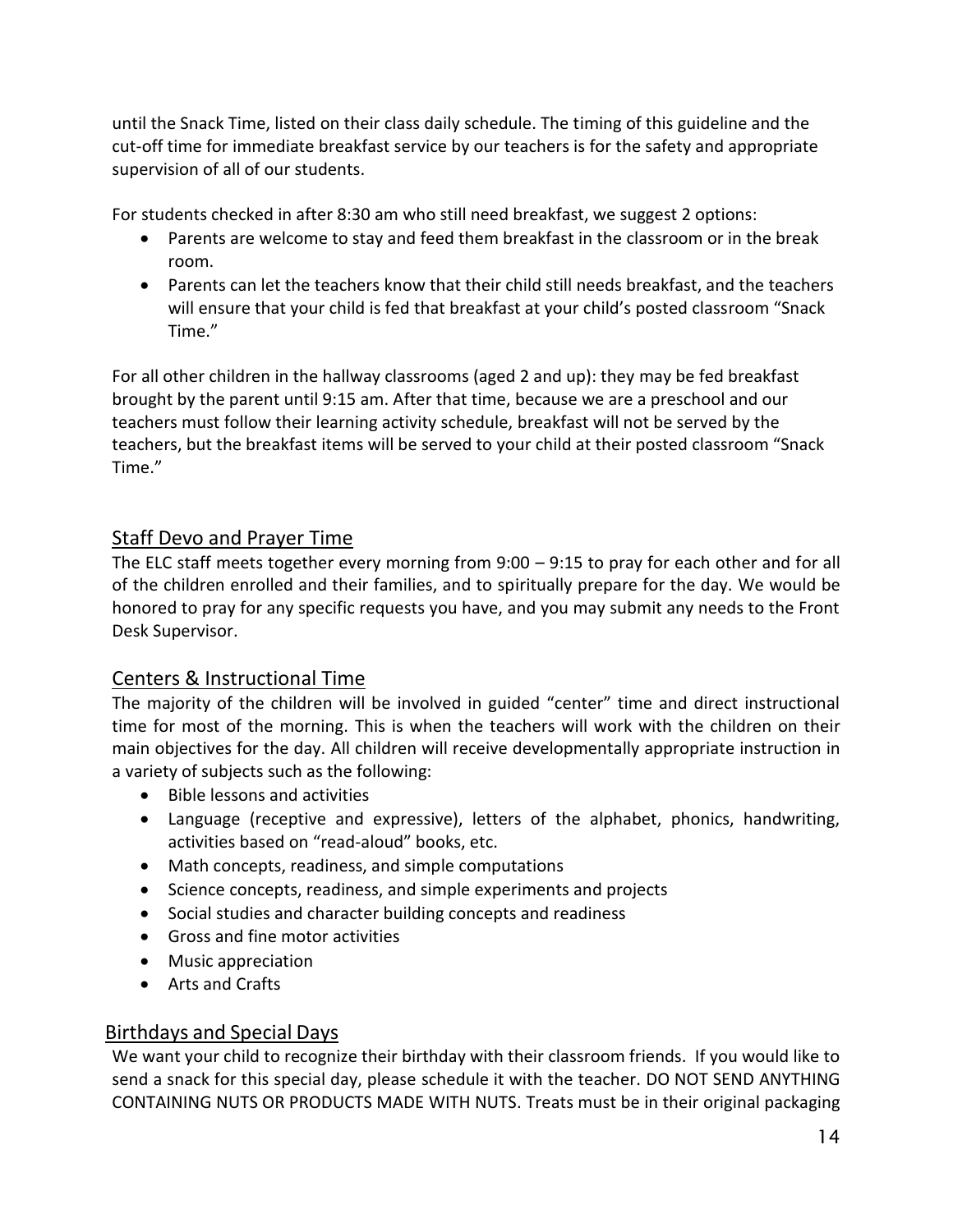until the Snack Time, listed on their class daily schedule. The timing of this guideline and the cut-off time for immediate breakfast service by our teachers is for the safety and appropriate supervision of all of our students.

For students checked in after 8:30 am who still need breakfast, we suggest 2 options:

- Parents are welcome to stay and feed them breakfast in the classroom or in the break room.
- Parents can let the teachers know that their child still needs breakfast, and the teachers will ensure that your child is fed that breakfast at your child's posted classroom "Snack Time."

For all other children in the hallway classrooms (aged 2 and up): they may be fed breakfast brought by the parent until 9:15 am. After that time, because we are a preschool and our teachers must follow their learning activity schedule, breakfast will not be served by the teachers, but the breakfast items will be served to your child at their posted classroom "Snack Time."

## Staff Devo and Prayer Time

The ELC staff meets together every morning from 9:00 – 9:15 to pray for each other and for all of the children enrolled and their families, and to spiritually prepare for the day. We would be honored to pray for any specific requests you have, and you may submit any needs to the Front Desk Supervisor.

## Centers & Instructional Time

The majority of the children will be involved in guided "center" time and direct instructional time for most of the morning. This is when the teachers will work with the children on their main objectives for the day. All children will receive developmentally appropriate instruction in a variety of subjects such as the following:

- Bible lessons and activities
- Language (receptive and expressive), letters of the alphabet, phonics, handwriting, activities based on "read-aloud" books, etc.
- Math concepts, readiness, and simple computations
- Science concepts, readiness, and simple experiments and projects
- Social studies and character building concepts and readiness
- Gross and fine motor activities
- Music appreciation
- Arts and Crafts

## Birthdays and Special Days

We want your child to recognize their birthday with their classroom friends. If you would like to send a snack for this special day, please schedule it with the teacher. DO NOT SEND ANYTHING CONTAINING NUTS OR PRODUCTS MADE WITH NUTS. Treats must be in their original packaging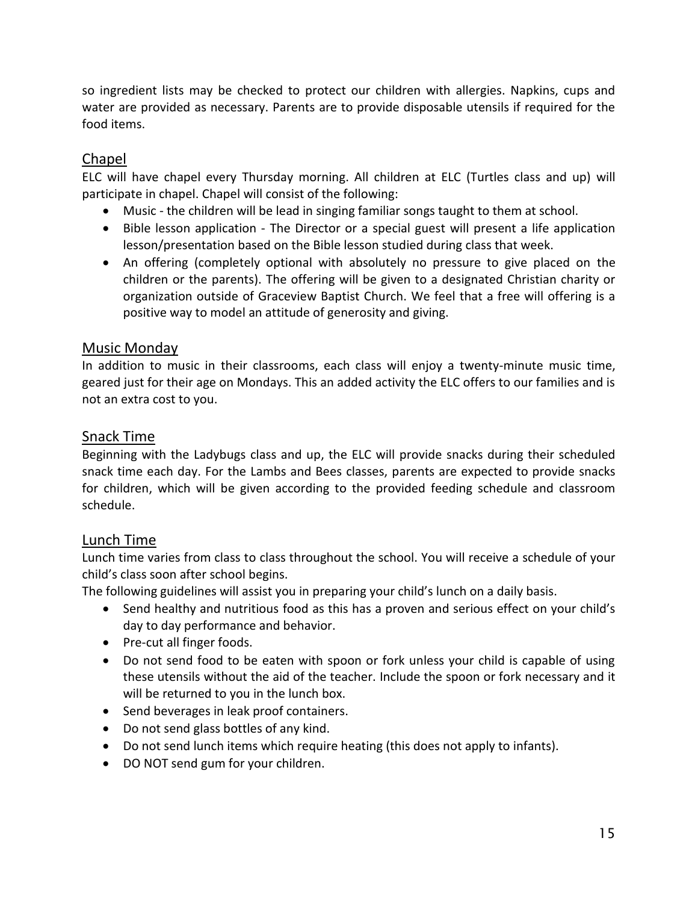so ingredient lists may be checked to protect our children with allergies. Napkins, cups and water are provided as necessary. Parents are to provide disposable utensils if required for the food items.

## Chapel

ELC will have chapel every Thursday morning. All children at ELC (Turtles class and up) will participate in chapel. Chapel will consist of the following:

- Music - the children will be lead in singing familiar songs taught to them at school.
- Bible lesson application - The Director or a special guest will present a life application lesson/presentation based on the Bible lesson studied during class that week.
- An offering (completely optional with absolutely no pressure to give placed on the children or the parents). The offering will be given to a designated Christian charity or organization outside of Graceview Baptist Church. We feel that a free will offering is a positive way to model an attitude of generosity and giving.

## Music Monday

In addition to music in their classrooms, each class will enjoy a twenty-minute music time, geared just for their age on Mondays. This an added activity the ELC offers to our families and is not an extra cost to you.

## Snack Time

Beginning with the Ladybugs class and up, the ELC will provide snacks during their scheduled snack time each day. For the Lambs and Bees classes, parents are expected to provide snacks for children, which will be given according to the provided feeding schedule and classroom schedule.

## Lunch Time

Lunch time varies from class to class throughout the school. You will receive a schedule of your child's class soon after school begins.

The following guidelines will assist you in preparing your child's lunch on a daily basis.

- Send healthy and nutritious food as this has a proven and serious effect on your child's day to day performance and behavior.
- Pre-cut all finger foods.
- Do not send food to be eaten with spoon or fork unless your child is capable of using these utensils without the aid of the teacher. Include the spoon or fork necessary and it will be returned to you in the lunch box.
- Send beverages in leak proof containers.
- Do not send glass bottles of any kind.
- Do not send lunch items which require heating (this does not apply to infants).
- DO NOT send gum for your children.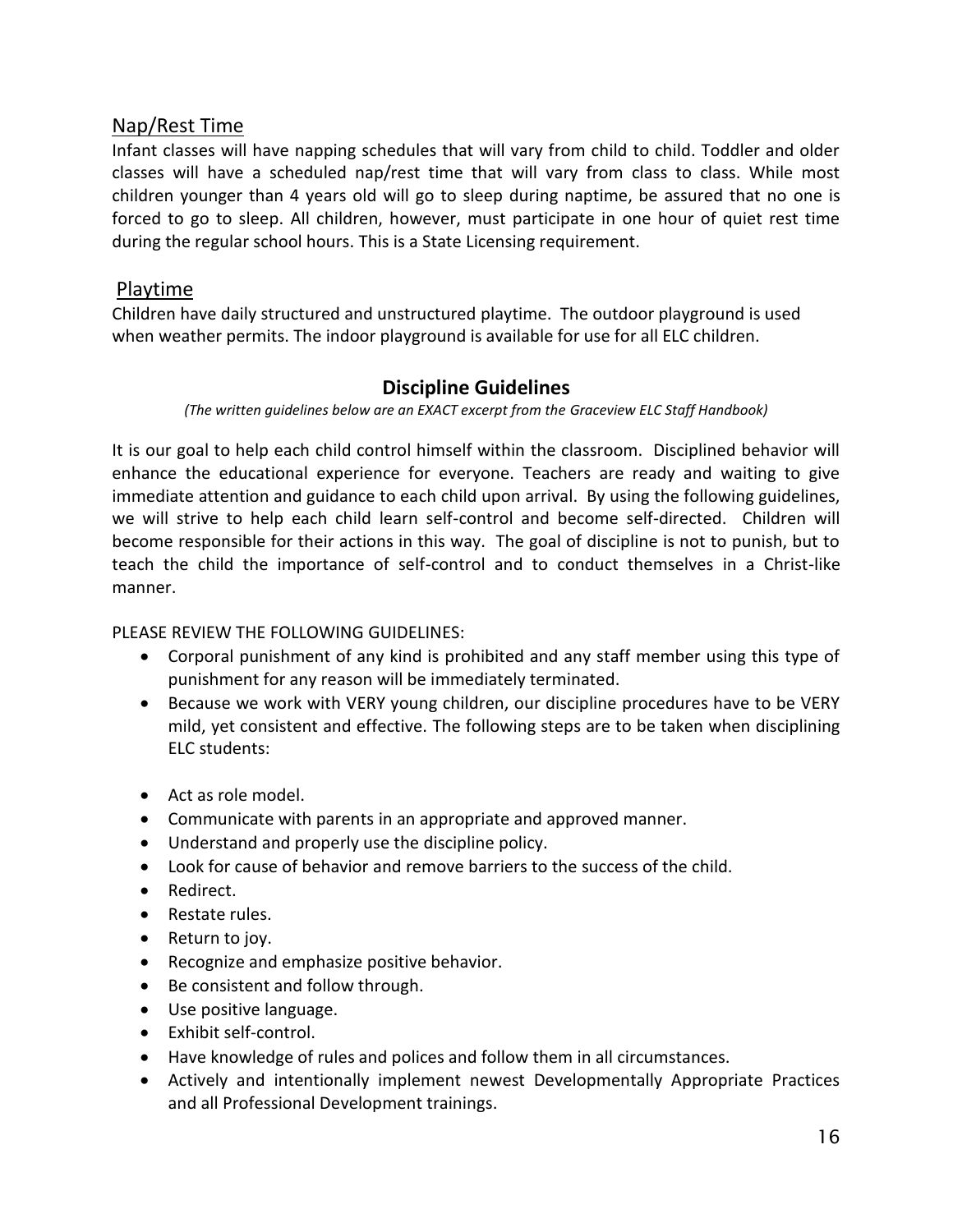## Nap/Rest Time

Infant classes will have napping schedules that will vary from child to child. Toddler and older classes will have a scheduled nap/rest time that will vary from class to class. While most children younger than 4 years old will go to sleep during naptime, be assured that no one is forced to go to sleep. All children, however, must participate in one hour of quiet rest time during the regular school hours. This is a State Licensing requirement.

## Playtime

Children have daily structured and unstructured playtime. The outdoor playground is used when weather permits. The indoor playground is available for use for all ELC children.

## Discipline Guidelines

*(The written guidelines below are an EXACT excerpt from the Graceview ELC Staff Handbook)*

It is our goal to help each child control himself within the classroom. Disciplined behavior will enhance the educational experience for everyone. Teachers are ready and waiting to give immediate attention and guidance to each child upon arrival. By using the following guidelines, we will strive to help each child learn self-control and become self-directed. Children will become responsible for their actions in this way. The goal of discipline is not to punish, but to teach the child the importance of self-control and to conduct themselves in a Christ-like manner.

PLEASE REVIEW THE FOLLOWING GUIDELINES:

- Corporal punishment of any kind is prohibited and any staff member using this type of punishment for any reason will be immediately terminated.
- Because we work with VERY young children, our discipline procedures have to be VERY mild, yet consistent and effective. The following steps are to be taken when disciplining ELC students:

- Act as role model.
- Communicate with parents in an appropriate and approved manner.
- Understand and properly use the discipline policy.
- Look for cause of behavior and remove barriers to the success of the child.
- Redirect.
- Restate rules.
- Return to joy.
- Recognize and emphasize positive behavior.
- Be consistent and follow through.
- Use positive language.
- Exhibit self-control.
- Have knowledge of rules and polices and follow them in all circumstances.
- Actively and intentionally implement newest Developmentally Appropriate Practices and all Professional Development trainings.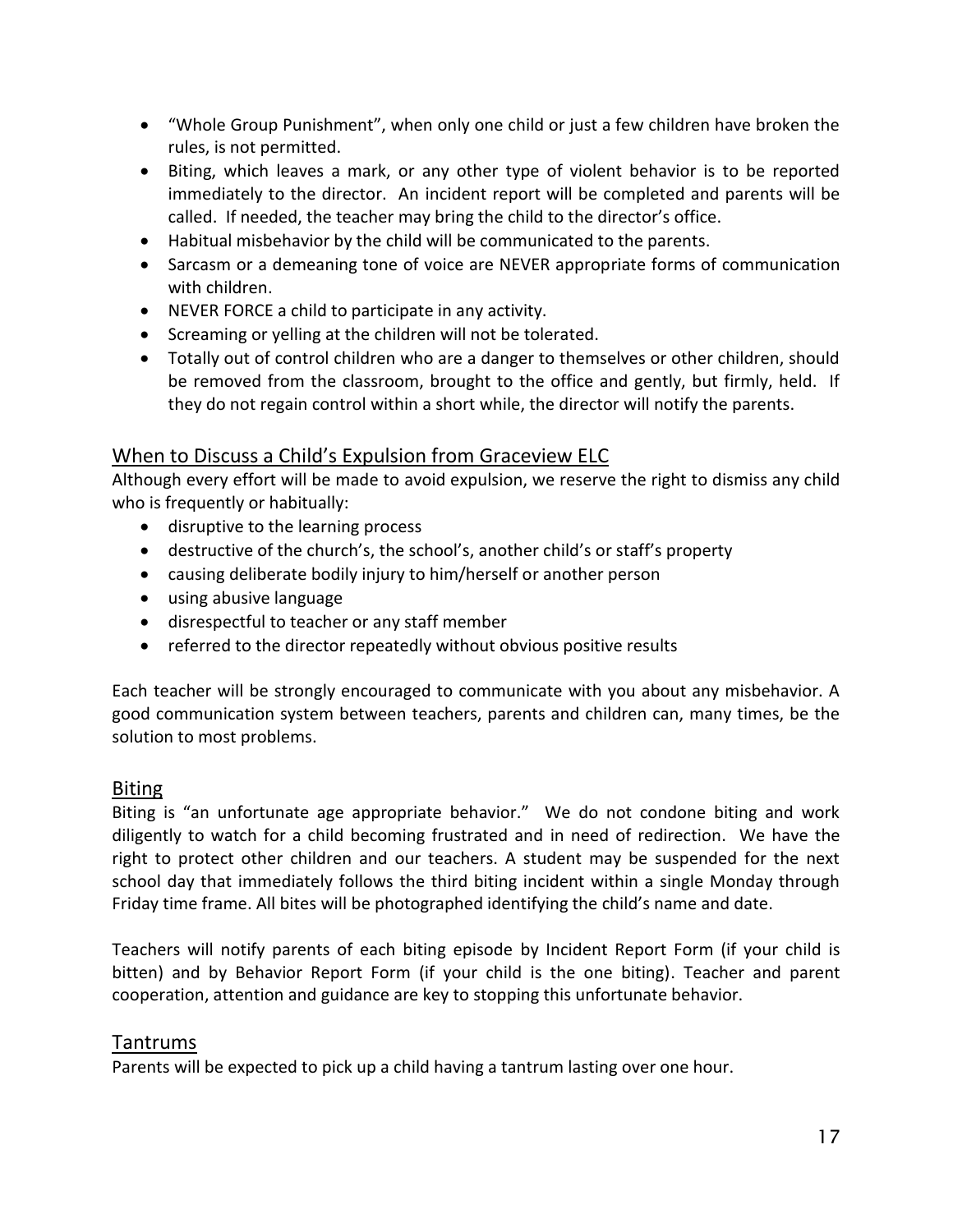- "Whole Group Punishment", when only one child or just a few children have broken the rules, is not permitted.
- Biting, which leaves a mark, or any other type of violent behavior is to be reported immediately to the director. An incident report will be completed and parents will be called. If needed, the teacher may bring the child to the director's office.
- Habitual misbehavior by the child will be communicated to the parents.
- Sarcasm or a demeaning tone of voice are NEVER appropriate forms of communication with children.
- NEVER FORCE a child to participate in any activity.
- Screaming or yelling at the children will not be tolerated.
- Totally out of control children who are a danger to themselves or other children, should be removed from the classroom, brought to the office and gently, but firmly, held. If they do not regain control within a short while, the director will notify the parents.

## When to Discuss a Child's Expulsion from Graceview ELC

Although every effort will be made to avoid expulsion, we reserve the right to dismiss any child who is frequently or habitually:

- disruptive to the learning process
- destructive of the church's, the school's, another child's or staff's property
- causing deliberate bodily injury to him/herself or another person
- using abusive language
- disrespectful to teacher or any staff member
- referred to the director repeatedly without obvious positive results

Each teacher will be strongly encouraged to communicate with you about any misbehavior. A good communication system between teachers, parents and children can, many times, be the solution to most problems.

## Biting

Biting is "an unfortunate age appropriate behavior." We do not condone biting and work diligently to watch for a child becoming frustrated and in need of redirection. We have the right to protect other children and our teachers. A student may be suspended for the next school day that immediately follows the third biting incident within a single Monday through Friday time frame. All bites will be photographed identifying the child's name and date.

Teachers will notify parents of each biting episode by Incident Report Form (if your child is bitten) and by Behavior Report Form (if your child is the one biting). Teacher and parent cooperation, attention and guidance are key to stopping this unfortunate behavior.

## Tantrums

Parents will be expected to pick up a child having a tantrum lasting over one hour.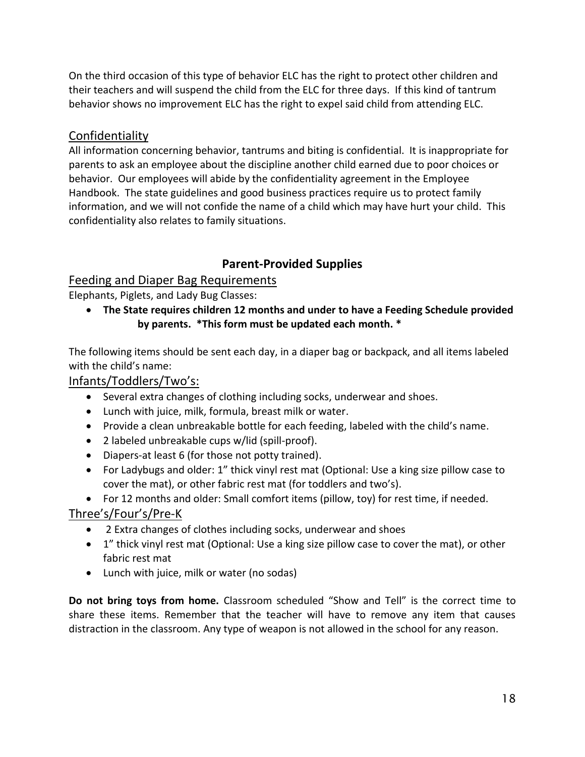On the third occasion of this type of behavior ELC has the right to protect other children and their teachers and will suspend the child from the ELC for three days. If this kind of tantrum behavior shows no improvement ELC has the right to expel said child from attending ELC.

## Confidentiality

All information concerning behavior, tantrums and biting is confidential. It is inappropriate for parents to ask an employee about the discipline another child earned due to poor choices or behavior. Our employees will abide by the confidentiality agreement in the Employee Handbook. The state guidelines and good business practices require us to protect family information, and we will not confide the name of a child which may have hurt your child. This confidentiality also relates to family situations.

# Parent-Provided Supplies

## Feeding and Diaper Bag Requirements

Elephants, Piglets, and Lady Bug Classes:

- **The State requires children 12 months and under to have a Feeding Schedule provided by parents. *This form must be updated each month. ***

The following items should be sent each day, in a diaper bag or backpack, and all items labeled with the child's name:

## Infants/Toddlers/Two's:

- Several extra changes of clothing including socks, underwear and shoes.
- Lunch with juice, milk, formula, breast milk or water.
- Provide a clean unbreakable bottle for each feeding, labeled with the child's name.
- 2 labeled unbreakable cups w/lid (spill-proof).
- Diapers-at least 6 (for those not potty trained).
- For Ladybugs and older: 1" thick vinyl rest mat (Optional: Use a king size pillow case to cover the mat), or other fabric rest mat (for toddlers and two's).
- For 12 months and older: Small comfort items (pillow, toy) for rest time, if needed.

## Three's/Four's/Pre-K

- 2 Extra changes of clothes including socks, underwear and shoes
- 1" thick vinyl rest mat (Optional: Use a king size pillow case to cover the mat), or other fabric rest mat
- Lunch with juice, milk or water (no sodas)

**Do not bring toys from home.** Classroom scheduled "Show and Tell" is the correct time to share these items. Remember that the teacher will have to remove any item that causes distraction in the classroom. Any type of weapon is not allowed in the school for any reason.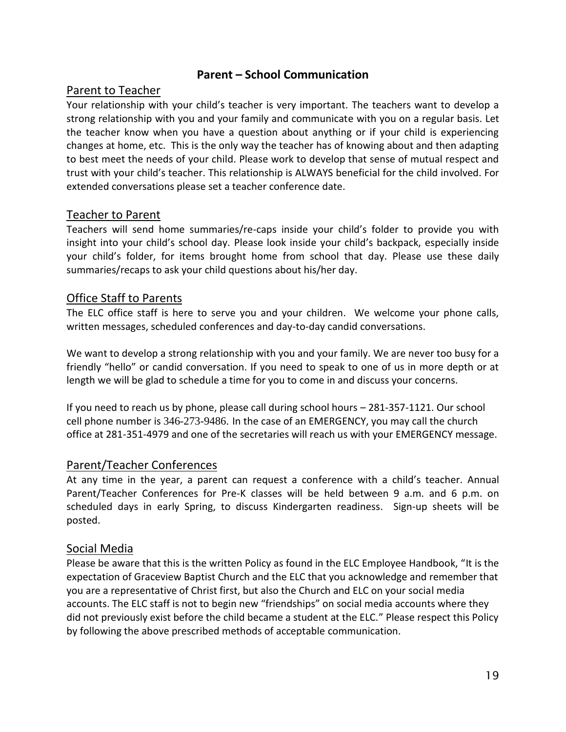## Parent – School Communication

### Parent to Teacher

Your relationship with your child's teacher is very important. The teachers want to develop a strong relationship with you and your family and communicate with you on a regular basis. Let the teacher know when you have a question about anything or if your child is experiencing changes at home, etc. This is the only way the teacher has of knowing about and then adapting to best meet the needs of your child. Please work to develop that sense of mutual respect and trust with your child's teacher. This relationship is ALWAYS beneficial for the child involved. For extended conversations please set a teacher conference date.

### Teacher to Parent

Teachers will send home summaries/re-caps inside your child's folder to provide you with insight into your child's school day. Please look inside your child's backpack, especially inside your child's folder, for items brought home from school that day. Please use these daily summaries/recaps to ask your child questions about his/her day.

### Office Staff to Parents

The ELC office staff is here to serve you and your children. We welcome your phone calls, written messages, scheduled conferences and day-to-day candid conversations.

We want to develop a strong relationship with you and your family. We are never too busy for a friendly "hello" or candid conversation. If you need to speak to one of us in more depth or at length we will be glad to schedule a time for you to come in and discuss your concerns.

If you need to reach us by phone, please call during school hours – 281-357-1121. Our school cell phone number is 346-273-9486. In the case of an EMERGENCY, you may call the church office at 281-351-4979 and one of the secretaries will reach us with your EMERGENCY message.

### Parent/Teacher Conferences

At any time in the year, a parent can request a conference with a child's teacher. Annual Parent/Teacher Conferences for Pre-K classes will be held between 9 a.m. and 6 p.m. on scheduled days in early Spring, to discuss Kindergarten readiness. Sign-up sheets will be posted.

### Social Media

Please be aware that this is the written Policy as found in the ELC Employee Handbook, "It is the expectation of Graceview Baptist Church and the ELC that you acknowledge and remember that you are a representative of Christ first, but also the Church and ELC on your social media accounts. The ELC staff is not to begin new "friendships" on social media accounts where they did not previously exist before the child became a student at the ELC." Please respect this Policy by following the above prescribed methods of acceptable communication.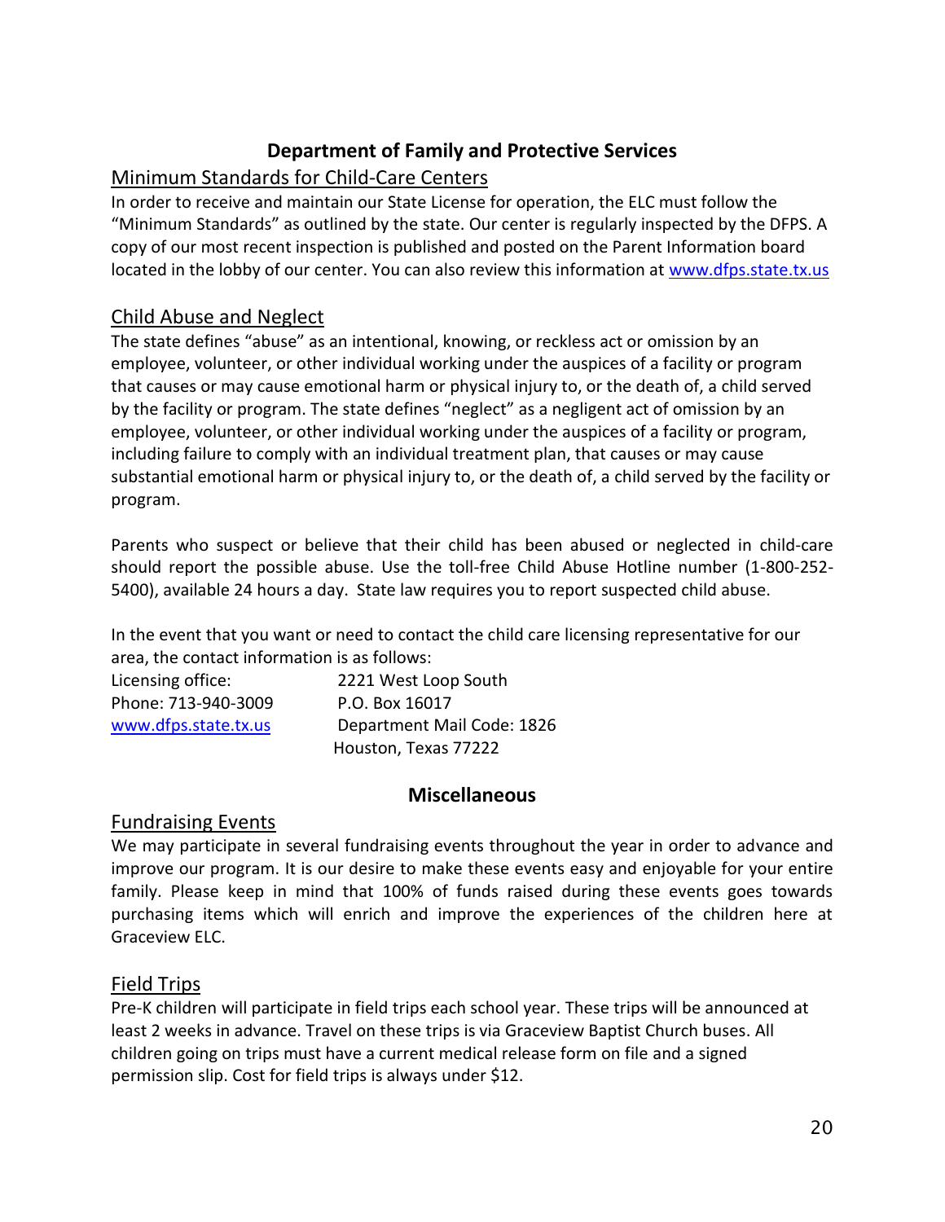## Department of Family and Protective Services

### Minimum Standards for Child-Care Centers

In order to receive and maintain our State License for operation, the ELC must follow the "Minimum Standards" as outlined by the state. Our center is regularly inspected by the DFPS. A copy of our most recent inspection is published and posted on the Parent Information board located in the lobby of our center. You can also review this information at www.dfps.state.tx.us

### Child Abuse and Neglect

The state defines "abuse" as an intentional, knowing, or reckless act or omission by an employee, volunteer, or other individual working under the auspices of a facility or program that causes or may cause emotional harm or physical injury to, or the death of, a child served by the facility or program. The state defines "neglect" as a negligent act of omission by an employee, volunteer, or other individual working under the auspices of a facility or program, including failure to comply with an individual treatment plan, that causes or may cause substantial emotional harm or physical injury to, or the death of, a child served by the facility or program.

Parents who suspect or believe that their child has been abused or neglected in child-care should report the possible abuse. Use the toll-free Child Abuse Hotline number (1-800-252-5400), available 24 hours a day. State law requires you to report suspected child abuse.

In the event that you want or need to contact the child care licensing representative for our area, the contact information is as follows:

Licensing office:
Phone: 713-940-3009
www.dfps.state.tx.us

2221 West Loop South
P.O. Box 16017
Department Mail Code: 1826
Houston, Texas 77222

## Miscellaneous

### Fundraising Events

We may participate in several fundraising events throughout the year in order to advance and improve our program. It is our desire to make these events easy and enjoyable for your entire family. Please keep in mind that 100% of funds raised during these events goes towards purchasing items which will enrich and improve the experiences of the children here at Graceview ELC.

### Field Trips

Pre-K children will participate in field trips each school year. These trips will be announced at least 2 weeks in advance. Travel on these trips is via Graceview Baptist Church buses. All children going on trips must have a current medical release form on file and a signed permission slip. Cost for field trips is always under $12.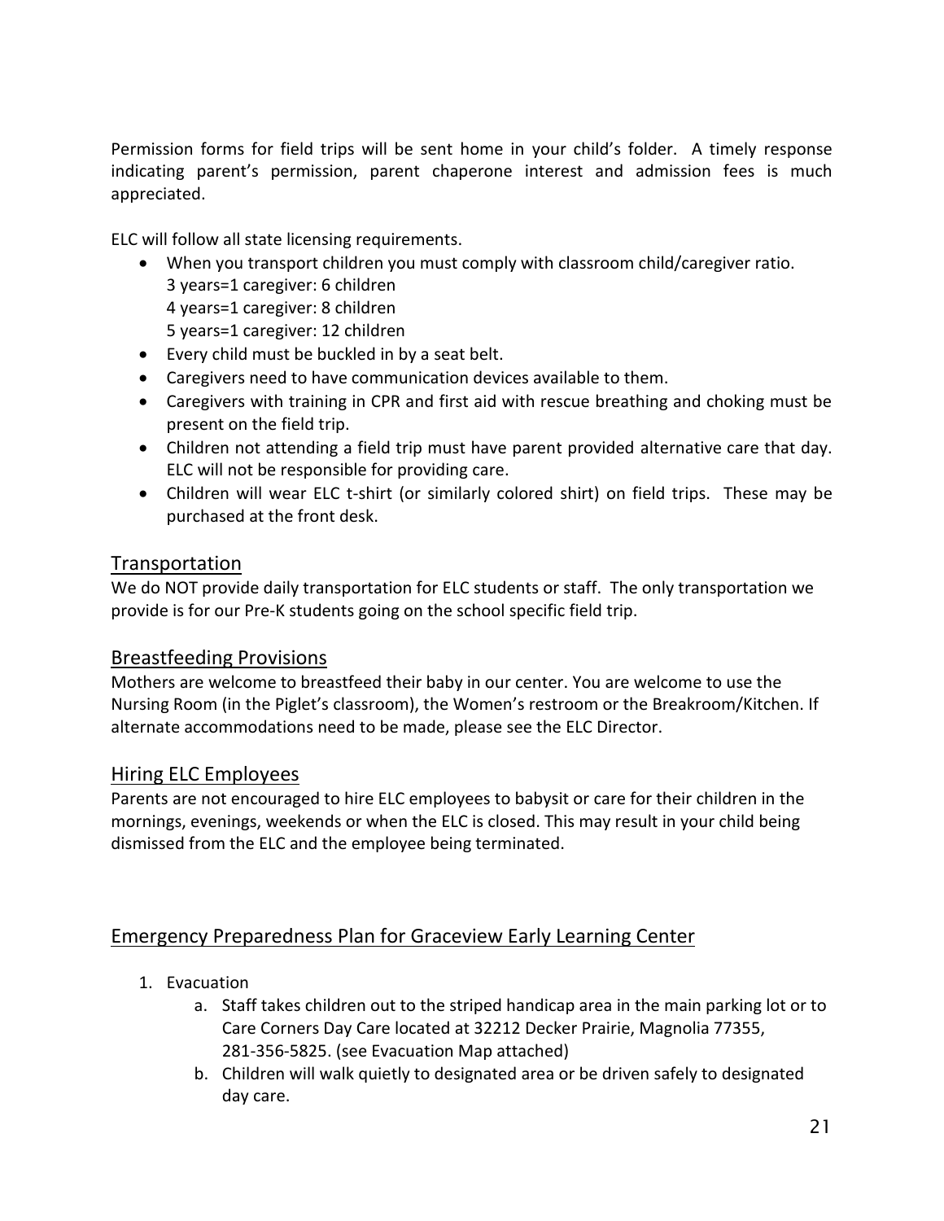Permission forms for field trips will be sent home in your child's folder. A timely response indicating parent's permission, parent chaperone interest and admission fees is much appreciated.

ELC will follow all state licensing requirements.

- When you transport children you must comply with classroom child/caregiver ratio.
  3 years=1 caregiver: 6 children
  4 years=1 caregiver: 8 children
  5 years=1 caregiver: 12 children
- Every child must be buckled in by a seat belt.
- Caregivers need to have communication devices available to them.
- Caregivers with training in CPR and first aid with rescue breathing and choking must be present on the field trip.
- Children not attending a field trip must have parent provided alternative care that day. ELC will not be responsible for providing care.
- Children will wear ELC t-shirt (or similarly colored shirt) on field trips. These may be purchased at the front desk.

## Transportation

We do NOT provide daily transportation for ELC students or staff. The only transportation we provide is for our Pre-K students going on the school specific field trip.

## Breastfeeding Provisions

Mothers are welcome to breastfeed their baby in our center. You are welcome to use the Nursing Room (in the Piglet's classroom), the Women's restroom or the Breakroom/Kitchen. If alternate accommodations need to be made, please see the ELC Director.

## Hiring ELC Employees

Parents are not encouraged to hire ELC employees to babysit or care for their children in the mornings, evenings, weekends or when the ELC is closed. This may result in your child being dismissed from the ELC and the employee being terminated.

## Emergency Preparedness Plan for Graceview Early Learning Center

1. Evacuation
   a. Staff takes children out to the striped handicap area in the main parking lot or to Care Corners Day Care located at 32212 Decker Prairie, Magnolia 77355, 281-356-5825. (see Evacuation Map attached)
   b. Children will walk quietly to designated area or be driven safely to designated day care.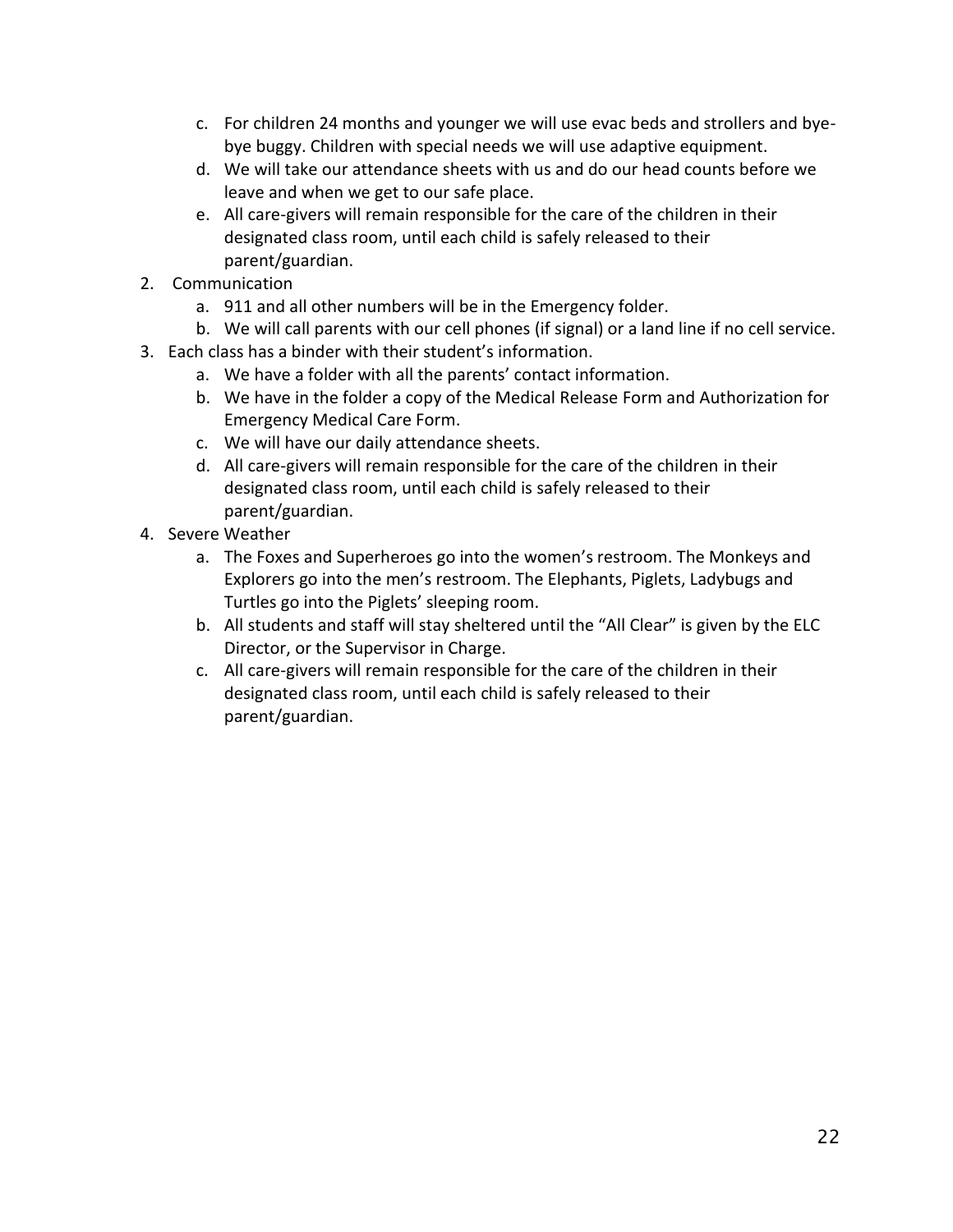c. For children 24 months and younger we will use evac beds and strollers and bye-bye buggy. Children with special needs we will use adaptive equipment.
   d. We will take our attendance sheets with us and do our head counts before we leave and when we get to our safe place.
   e. All care-givers will remain responsible for the care of the children in their designated class room, until each child is safely released to their parent/guardian.

2. Communication
   a. 911 and all other numbers will be in the Emergency folder.
   b. We will call parents with our cell phones (if signal) or a land line if no cell service.

3. Each class has a binder with their student's information.
   a. We have a folder with all the parents' contact information.
   b. We have in the folder a copy of the Medical Release Form and Authorization for Emergency Medical Care Form.
   c. We will have our daily attendance sheets.
   d. All care-givers will remain responsible for the care of the children in their designated class room, until each child is safely released to their parent/guardian.

4. Severe Weather
   a. The Foxes and Superheroes go into the women's restroom. The Monkeys and Explorers go into the men's restroom. The Elephants, Piglets, Ladybugs and Turtles go into the Piglets' sleeping room.
   b. All students and staff will stay sheltered until the "All Clear" is given by the ELC Director, or the Supervisor in Charge.
   c. All care-givers will remain responsible for the care of the children in their designated class room, until each child is safely released to their parent/guardian.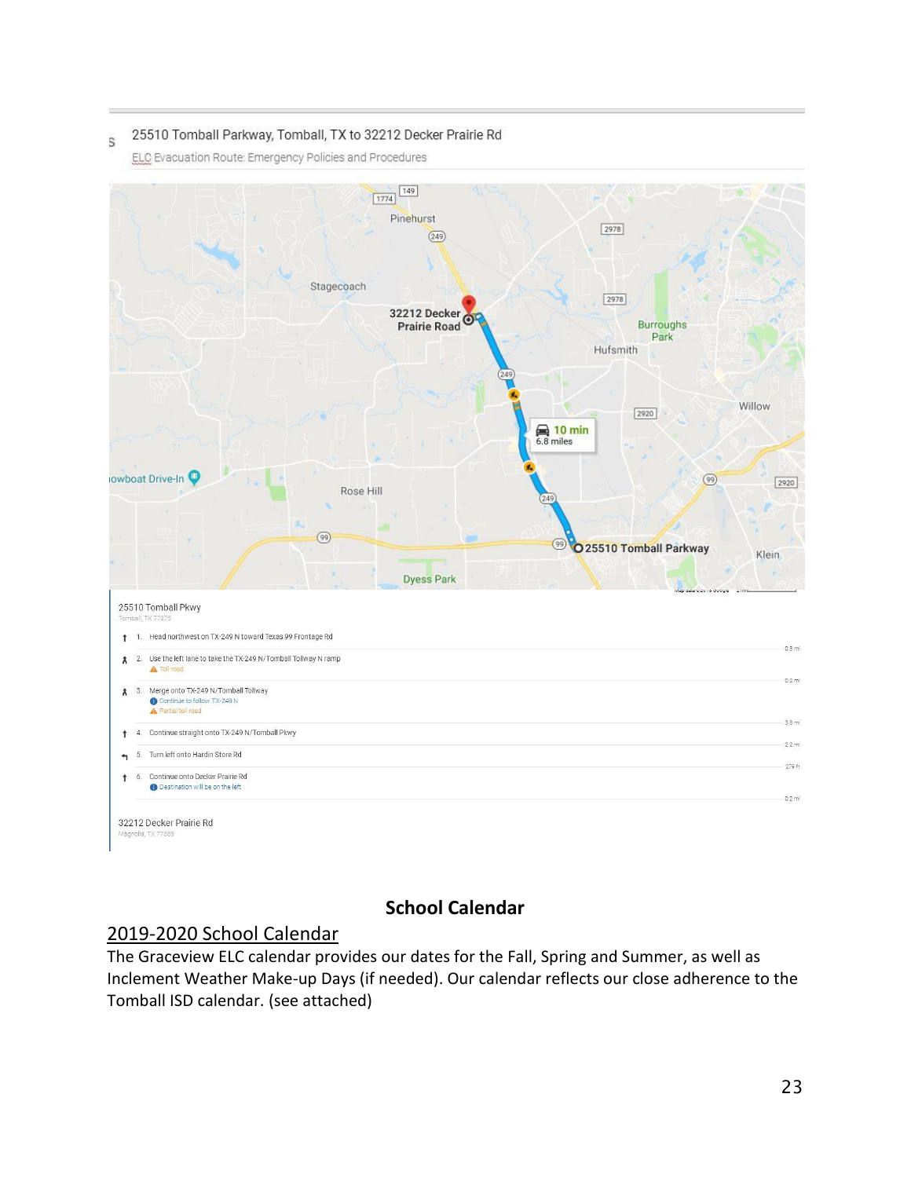25510 Tomball Parkway, Tomball, TX to 32212 Decker Prairie Rd

ELC Evacuation Route: Emergency Policies and Procedures

25510 Tomball Pkwy
Tomball, TX 77375

1. Head northwest on TX-249 N toward Texas 99 Frontage Rd — 0.3 mi
2. Use the left lane to take the TX-249 N/Tomball Tollway N ramp — 0.2 mi
   - Toll road
3. Merge onto TX-249 N/Tomball Tollway — 3.9 mi
   - Continue to follow TX-249 N
   - Partial toll road
4. Continue straight onto TX-249 N/Tomball Pkwy — 2.2 mi
5. Turn left onto Hardin Store Rd — 279 ft
6. Continue onto Decker Prairie Rd — 0.2 mi
   - Destination will be on the left

32212 Decker Prairie Rd
Magnolia, TX 77355

## School Calendar

### 2019-2020 School Calendar

The Graceview ELC calendar provides our dates for the Fall, Spring and Summer, as well as Inclement Weather Make-up Days (if needed). Our calendar reflects our close adherence to the Tomball ISD calendar. (see attached)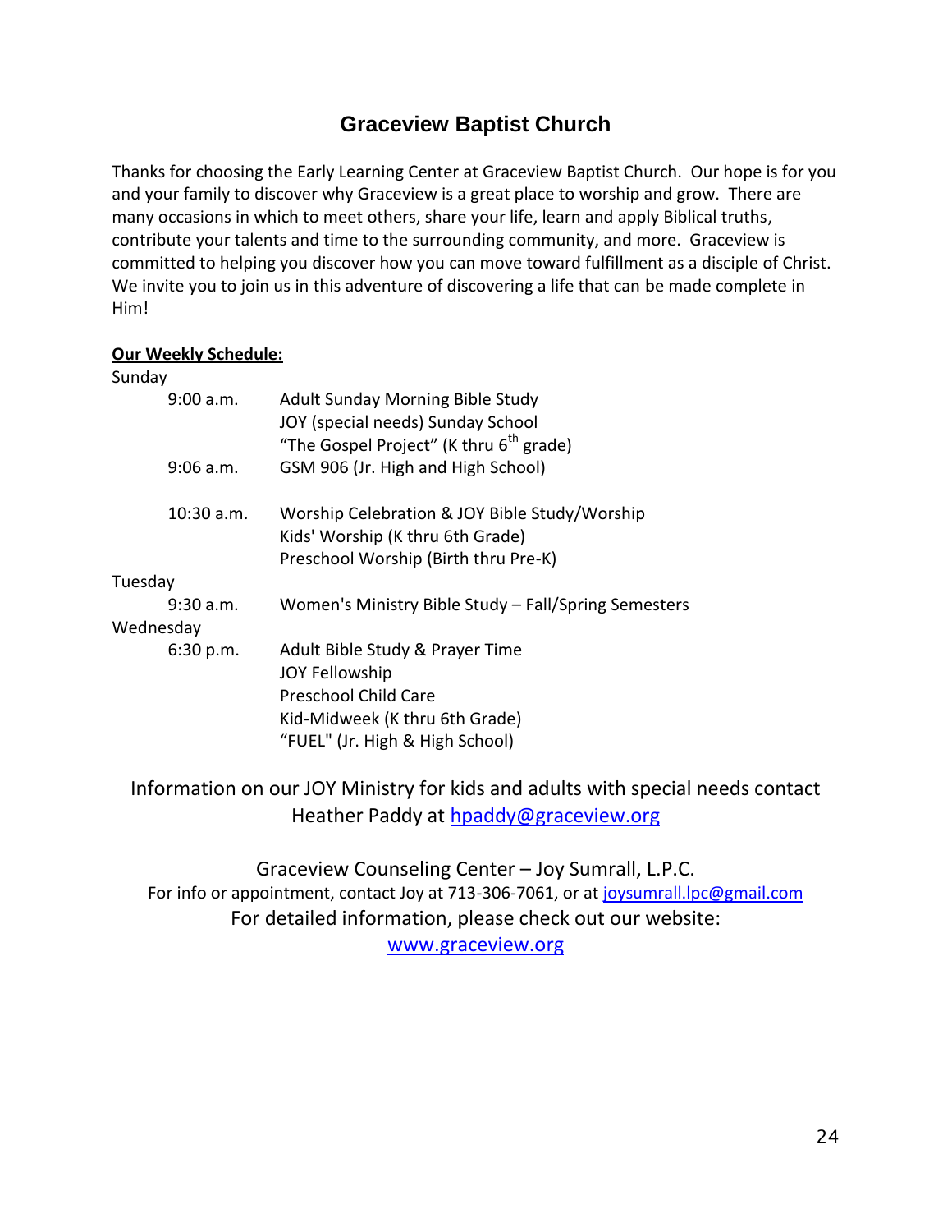# Graceview Baptist Church

Thanks for choosing the Early Learning Center at Graceview Baptist Church. Our hope is for you and your family to discover why Graceview is a great place to worship and grow. There are many occasions in which to meet others, share your life, learn and apply Biblical truths, contribute your talents and time to the surrounding community, and more. Graceview is committed to helping you discover how you can move toward fulfillment as a disciple of Christ. We invite you to join us in this adventure of discovering a life that can be made complete in Him!

**<u>Our Weekly Schedule:</u>**

Sunday

| | |
|---|---|
| 9:00 a.m. | Adult Sunday Morning Bible Study |
| | JOY (special needs) Sunday School |
| | "The Gospel Project" (K thru 6th grade) |
| 9:06 a.m. | GSM 906 (Jr. High and High School) |
| 10:30 a.m. | Worship Celebration & JOY Bible Study/Worship |
| | Kids' Worship (K thru 6th Grade) |
| | Preschool Worship (Birth thru Pre-K) |

Tuesday

| | |
|---|---|
| 9:30 a.m. | Women's Ministry Bible Study – Fall/Spring Semesters |

Wednesday

| | |
|---|---|
| 6:30 p.m. | Adult Bible Study & Prayer Time |
| | JOY Fellowship |
| | Preschool Child Care |
| | Kid-Midweek (K thru 6th Grade) |
| | "FUEL" (Jr. High & High School) |

Information on our JOY Ministry for kids and adults with special needs contact Heather Paddy at hpaddy@graceview.org

Graceview Counseling Center – Joy Sumrall, L.P.C.

For info or appointment, contact Joy at 713-306-7061, or at joysumrall.lpc@gmail.com

For detailed information, please check out our website:

www.graceview.org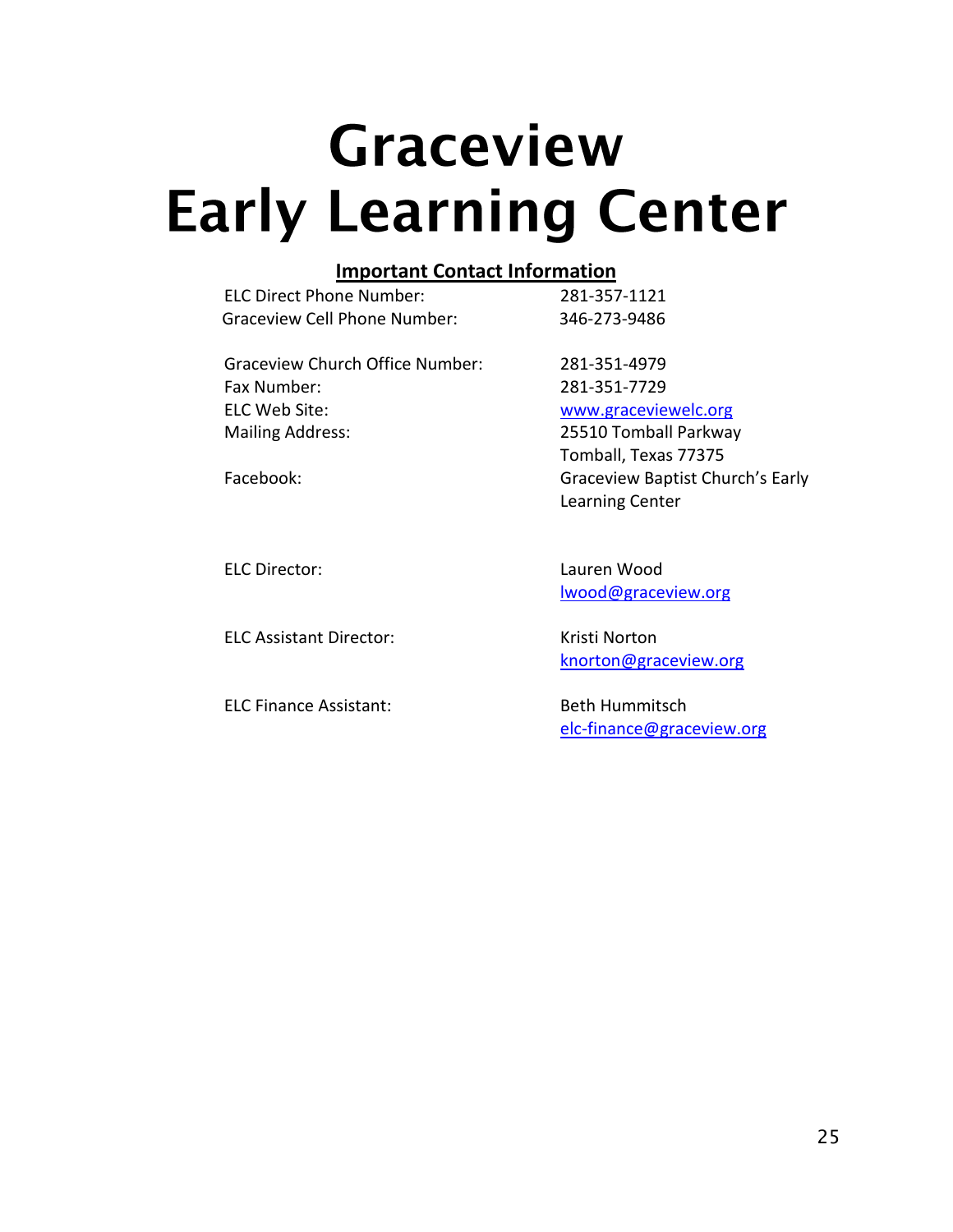# Graceview Early Learning Center

**Important Contact Information**

| | |
|---|---|
| ELC Direct Phone Number: | 281-357-1121 |
| Graceview Cell Phone Number: | 346-273-9486 |
| Graceview Church Office Number: | 281-351-4979 |
| Fax Number: | 281-351-7729 |
| ELC Web Site: | www.graceviewelc.org |
| Mailing Address: | 25510 Tomball Parkway<br>Tomball, Texas 77375 |
| Facebook: | Graceview Baptist Church's Early Learning Center |
| ELC Director: | Lauren Wood<br>lwood@graceview.org |
| ELC Assistant Director: | Kristi Norton<br>knorton@graceview.org |
| ELC Finance Assistant: | Beth Hummitsch<br>elc-finance@graceview.org |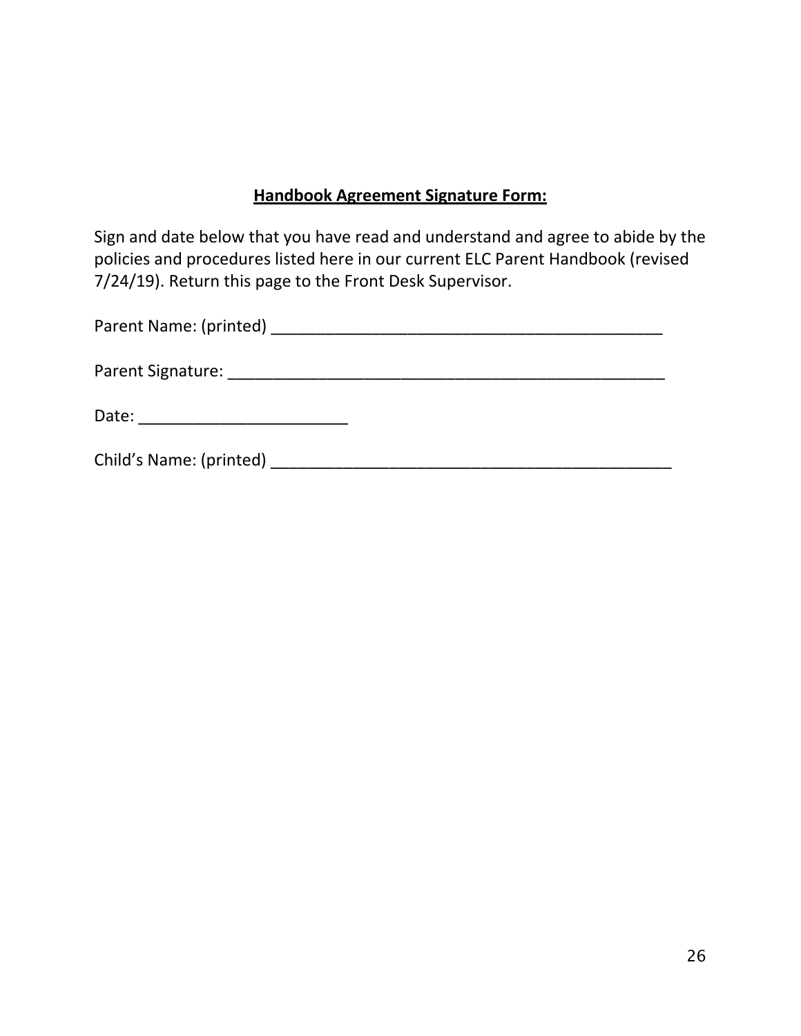## **Handbook Agreement Signature Form:**

Sign and date below that you have read and understand and agree to abide by the policies and procedures listed here in our current ELC Parent Handbook (revised 7/24/19). Return this page to the Front Desk Supervisor.

Parent Name: (printed) ____________________________________________

Parent Signature: ________________________________________________

Date: _______________________

Child's Name: (printed) _____________________________________________